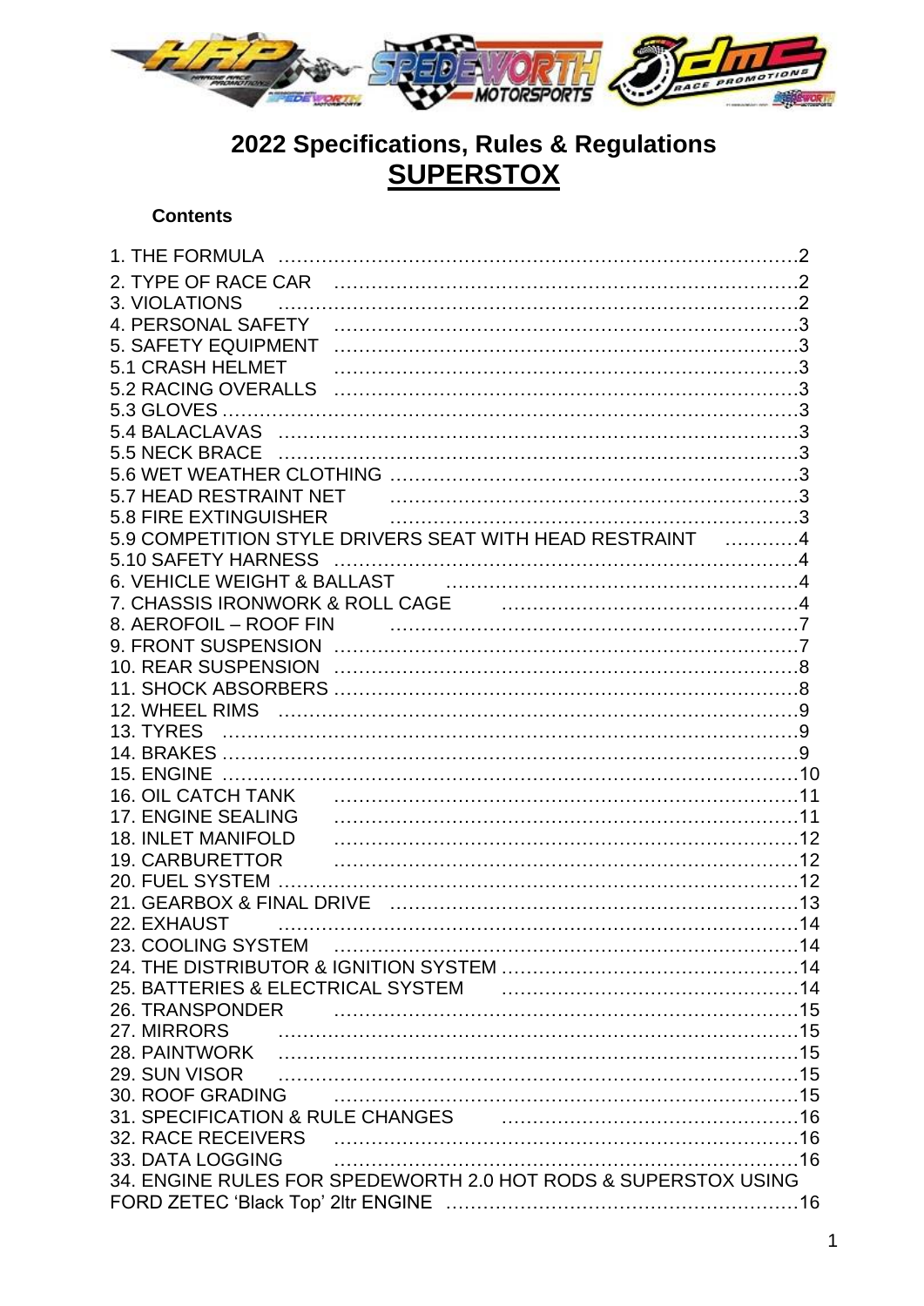# 2022 Specifications, Rules & Regulations

## SUPERSTOX

### Contents

1. THE FORMULA ....................................................................2
2. TYPE OF RACE CAR ..........................................................2
3. VIOLATIONS ........................................................................2
4. PERSONAL SAFETY ...........................................................3
5. SAFETY EQUIPMENT ..........................................................3
5.1 CRASH HELMET ..............................................................3
5.2 RACING OVERALLS ..........................................................3
5.3 GLOVES ............................................................................3
5.4 BALACLAVAS ....................................................................3
5.5 NECK BRACE ....................................................................3
5.6 WET WEATHER CLOTHING ..............................................3
5.7 HEAD RESTRAINT NET ....................................................3
5.8 FIRE EXTINGUISHER ........................................................3
5.9 COMPETITION STYLE DRIVERS SEAT WITH HEAD RESTRAINT ............4
5.10 SAFETY HARNESS ..........................................................4
6. VEHICLE WEIGHT & BALLAST ..........................................4
7. CHASSIS IRONWORK & ROLL CAGE ..................................4
8. AEROFOIL – ROOF FIN .......................................................7
9. FRONT SUSPENSION ..........................................................7
10. REAR SUSPENSION ..........................................................8
11. SHOCK ABSORBERS .........................................................8
12. WHEEL RIMS ....................................................................9
13. TYRES ..............................................................................9
14. BRAKES ............................................................................9
15. ENGINE ............................................................................10
16. OIL CATCH TANK .............................................................11
17. ENGINE SEALING .............................................................11
18. INLET MANIFOLD .............................................................12
19. CARBURETTOR ................................................................12
20. FUEL SYSTEM ..................................................................12
21. GEARBOX & FINAL DRIVE ................................................13
22. EXHAUST .........................................................................14
23. COOLING SYSTEM ...........................................................14
24. THE DISTRIBUTOR & IGNITION SYSTEM ...........................14
25. BATTERIES & ELECTRICAL SYSTEM ................................14
26. TRANSPONDER ................................................................15
27. MIRRORS ..........................................................................15
28. PAINTWORK .....................................................................15
29. SUN VISOR .......................................................................15
30. ROOF GRADING ................................................................15
31. SPECIFICATION & RULE CHANGES ...................................16
32. RACE RECEIVERS .............................................................16
33. DATA LOGGING ................................................................16
34. ENGINE RULES FOR SPEDEWORTH 2.0 HOT RODS & SUPERSTOX USING FORD ZETEC 'Black Top' 2ltr ENGINE ..........................................16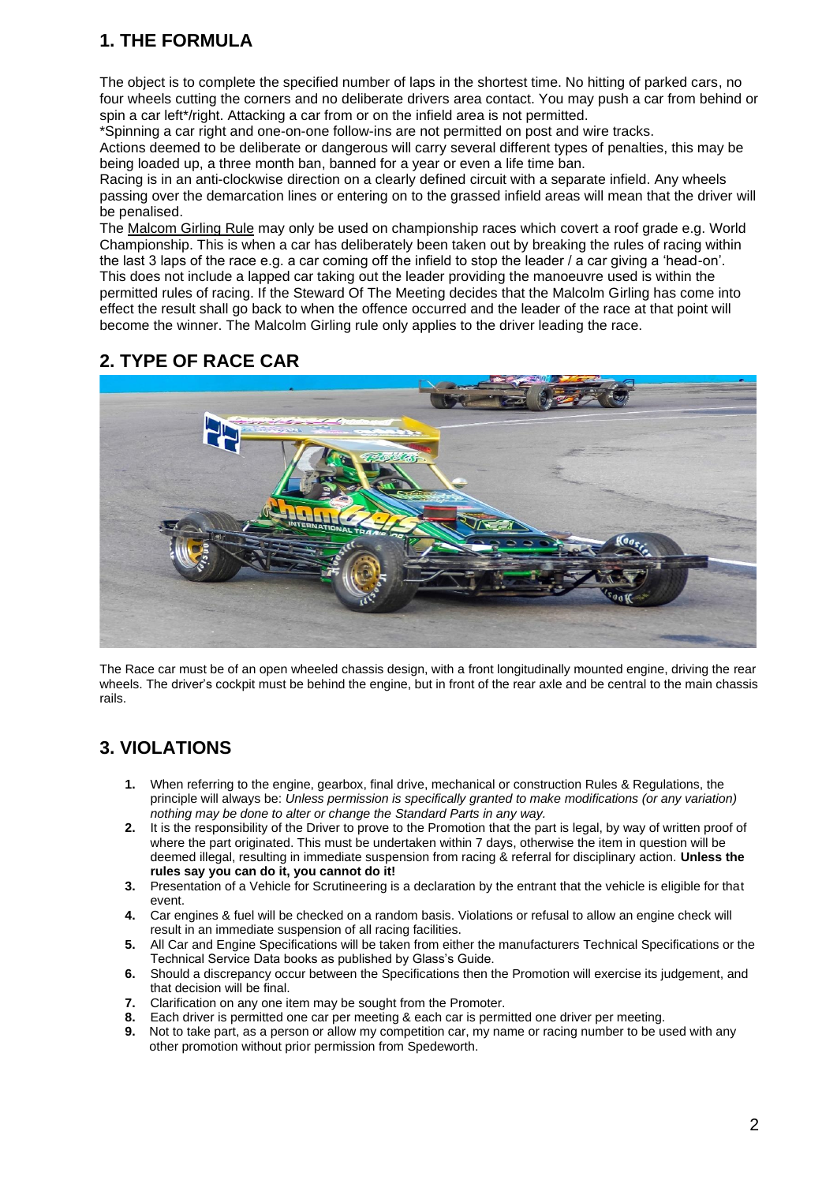## 1. THE FORMULA

The object is to complete the specified number of laps in the shortest time. No hitting of parked cars, no four wheels cutting the corners and no deliberate drivers area contact. You may push a car from behind or spin a car left*/right. Attacking a car from or on the infield area is not permitted.

*Spinning a car right and one-on-one follow-ins are not permitted on post and wire tracks.

Actions deemed to be deliberate or dangerous will carry several different types of penalties, this may be being loaded up, a three month ban, banned for a year or even a life time ban.

Racing is in an anti-clockwise direction on a clearly defined circuit with a separate infield. Any wheels passing over the demarcation lines or entering on to the grassed infield areas will mean that the driver will be penalised.

The Malcom Girling Rule may only be used on championship races which covert a roof grade e.g. World Championship. This is when a car has deliberately been taken out by breaking the rules of racing within the last 3 laps of the race e.g. a car coming off the infield to stop the leader / a car giving a 'head-on'. This does not include a lapped car taking out the leader providing the manoeuvre used is within the permitted rules of racing. If the Steward Of The Meeting decides that the Malcolm Girling has come into effect the result shall go back to when the offence occurred and the leader of the race at that point will become the winner. The Malcolm Girling rule only applies to the driver leading the race.

## 2. TYPE OF RACE CAR

The Race car must be of an open wheeled chassis design, with a front longitudinally mounted engine, driving the rear wheels. The driver's cockpit must be behind the engine, but in front of the rear axle and be central to the main chassis rails.

## 3. VIOLATIONS

1. When referring to the engine, gearbox, final drive, mechanical or construction Rules & Regulations, the principle will always be: *Unless permission is specifically granted to make modifications (or any variation) nothing may be done to alter or change the Standard Parts in any way.*
2. It is the responsibility of the Driver to prove to the Promotion that the part is legal, by way of written proof of where the part originated. This must be undertaken within 7 days, otherwise the item in question will be deemed illegal, resulting in immediate suspension from racing & referral for disciplinary action. **Unless the rules say you can do it, you cannot do it!**
3. Presentation of a Vehicle for Scrutineering is a declaration by the entrant that the vehicle is eligible for that event.
4. Car engines & fuel will be checked on a random basis. Violations or refusal to allow an engine check will result in an immediate suspension of all racing facilities.
5. All Car and Engine Specifications will be taken from either the manufacturers Technical Specifications or the Technical Service Data books as published by Glass's Guide.
6. Should a discrepancy occur between the Specifications then the Promotion will exercise its judgement, and that decision will be final.
7. Clarification on any one item may be sought from the Promoter.
8. Each driver is permitted one car per meeting & each car is permitted one driver per meeting.
9. Not to take part, as a person or allow my competition car, my name or racing number to be used with any other promotion without prior permission from Spedeworth.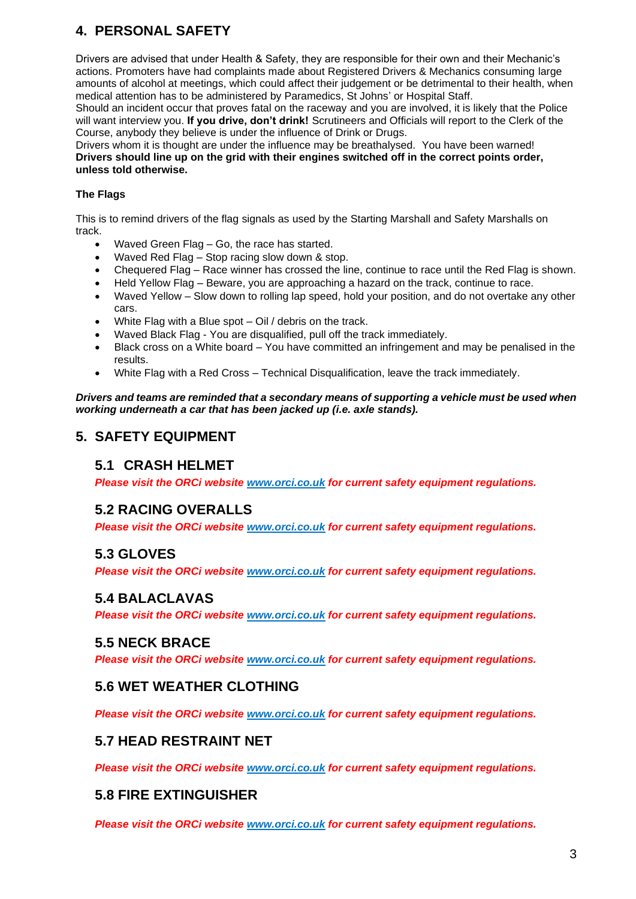## 4. PERSONAL SAFETY

Drivers are advised that under Health & Safety, they are responsible for their own and their Mechanic's actions. Promoters have had complaints made about Registered Drivers & Mechanics consuming large amounts of alcohol at meetings, which could affect their judgement or be detrimental to their health, when medical attention has to be administered by Paramedics, St Johns' or Hospital Staff.
Should an incident occur that proves fatal on the raceway and you are involved, it is likely that the Police will want interview you. **If you drive, don't drink!** Scrutineers and Officials will report to the Clerk of the Course, anybody they believe is under the influence of Drink or Drugs.
Drivers whom it is thought are under the influence may be breathalysed. You have been warned!
**Drivers should line up on the grid with their engines switched off in the correct points order, unless told otherwise.**

**The Flags**

This is to remind drivers of the flag signals as used by the Starting Marshall and Safety Marshalls on track.

- Waved Green Flag – Go, the race has started.
- Waved Red Flag – Stop racing slow down & stop.
- Chequered Flag – Race winner has crossed the line, continue to race until the Red Flag is shown.
- Held Yellow Flag – Beware, you are approaching a hazard on the track, continue to race.
- Waved Yellow – Slow down to rolling lap speed, hold your position, and do not overtake any other cars.
- White Flag with a Blue spot – Oil / debris on the track.
- Waved Black Flag - You are disqualified, pull off the track immediately.
- Black cross on a White board – You have committed an infringement and may be penalised in the results.
- White Flag with a Red Cross – Technical Disqualification, leave the track immediately.

***Drivers and teams are reminded that a secondary means of supporting a vehicle must be used when working underneath a car that has been jacked up (i.e. axle stands).***

## 5. SAFETY EQUIPMENT

### 5.1 CRASH HELMET

***Please visit the ORCi website www.orci.co.uk for current safety equipment regulations.***

### 5.2 RACING OVERALLS

***Please visit the ORCi website www.orci.co.uk for current safety equipment regulations.***

### 5.3 GLOVES

***Please visit the ORCi website www.orci.co.uk for current safety equipment regulations.***

### 5.4 BALACLAVAS

***Please visit the ORCi website www.orci.co.uk for current safety equipment regulations.***

### 5.5 NECK BRACE

***Please visit the ORCi website www.orci.co.uk for current safety equipment regulations.***

### 5.6 WET WEATHER CLOTHING

***Please visit the ORCi website www.orci.co.uk for current safety equipment regulations.***

### 5.7 HEAD RESTRAINT NET

***Please visit the ORCi website www.orci.co.uk for current safety equipment regulations.***

### 5.8 FIRE EXTINGUISHER

***Please visit the ORCi website www.orci.co.uk for current safety equipment regulations.***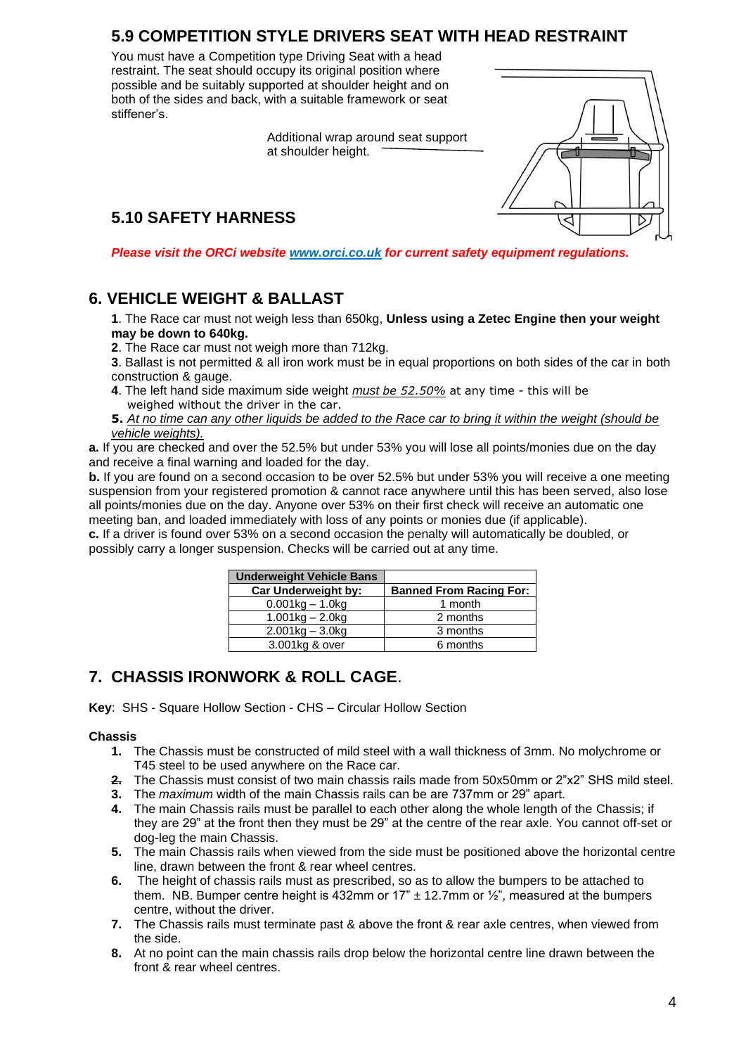## 5.9 COMPETITION STYLE DRIVERS SEAT WITH HEAD RESTRAINT

You must have a Competition type Driving Seat with a head restraint. The seat should occupy its original position where possible and be suitably supported at shoulder height and on both of the sides and back, with a suitable framework or seat stiffener's.

Additional wrap around seat support at shoulder height.

## 5.10 SAFETY HARNESS

***Please visit the ORCi website [www.orci.co.uk](http://www.orci.co.uk) for current safety equipment regulations.***

## 6. VEHICLE WEIGHT & BALLAST

**1**. The Race car must not weigh less than 650kg, **Unless using a Zetec Engine then your weight may be down to 640kg.**

**2**. The Race car must not weigh more than 712kg.

**3**. Ballast is not permitted & all iron work must be in equal proportions on both sides of the car in both construction & gauge.

**4**. The left hand side maximum side weight *must be 52.50%* at any time - this will be weighed without the driver in the car.

**5.** *At no time can any other liquids be added to the Race car to bring it within the weight (should be vehicle weights).*

**a.** If you are checked and over the 52.5% but under 53% you will lose all points/monies due on the day and receive a final warning and loaded for the day.

**b.** If you are found on a second occasion to be over 52.5% but under 53% you will receive a one meeting suspension from your registered promotion & cannot race anywhere until this has been served, also lose all points/monies due on the day. Anyone over 53% on their first check will receive an automatic one meeting ban, and loaded immediately with loss of any points or monies due (if applicable).

**c.** If a driver is found over 53% on a second occasion the penalty will automatically be doubled, or possibly carry a longer suspension. Checks will be carried out at any time.

| **Underweight Vehicle Bans** | |
|---|---|
| **Car Underweight by:** | **Banned From Racing For:** |
| 0.001kg – 1.0kg | 1 month |
| 1.001kg – 2.0kg | 2 months |
| 2.001kg – 3.0kg | 3 months |
| 3.001kg & over | 6 months |

## 7. CHASSIS IRONWORK & ROLL CAGE.

**Key**: SHS - Square Hollow Section - CHS – Circular Hollow Section

**Chassis**

1. The Chassis must be constructed of mild steel with a wall thickness of 3mm. No molychrome or T45 steel to be used anywhere on the Race car.
2. The Chassis must consist of two main chassis rails made from 50x50mm or 2"x2" SHS mild steel.
3. The *maximum* width of the main Chassis rails can be are 737mm or 29" apart.
4. The main Chassis rails must be parallel to each other along the whole length of the Chassis; if they are 29" at the front then they must be 29" at the centre of the rear axle. You cannot off-set or dog-leg the main Chassis.
5. The main Chassis rails when viewed from the side must be positioned above the horizontal centre line, drawn between the front & rear wheel centres.
6. The height of chassis rails must as prescribed, so as to allow the bumpers to be attached to them. NB. Bumper centre height is 432mm or 17" ± 12.7mm or ½", measured at the bumpers centre, without the driver.
7. The Chassis rails must terminate past & above the front & rear axle centres, when viewed from the side.
8. At no point can the main chassis rails drop below the horizontal centre line drawn between the front & rear wheel centres.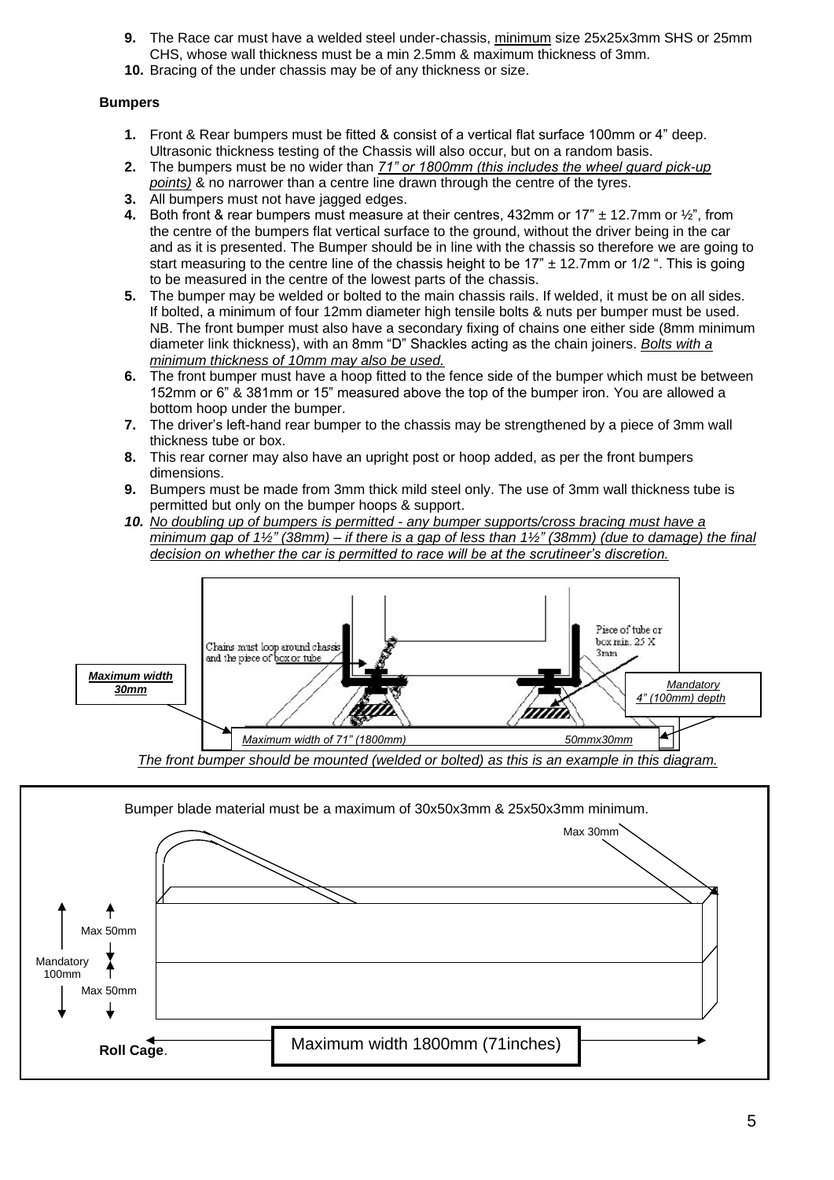9. The Race car must have a welded steel under-chassis, <u>minimum</u> size 25x25x3mm SHS or 25mm CHS, whose wall thickness must be a min 2.5mm & maximum thickness of 3mm.
10. Bracing of the under chassis may be of any thickness or size.

**Bumpers**

1. Front & Rear bumpers must be fitted & consist of a vertical flat surface 100mm or 4" deep. Ultrasonic thickness testing of the Chassis will also occur, but on a random basis.
2. The bumpers must be no wider than *<u>71" or 1800mm (this includes the wheel guard pick-up points)</u>* & no narrower than a centre line drawn through the centre of the tyres.
3. All bumpers must not have jagged edges.
4. Both front & rear bumpers must measure at their centres, 432mm or 17" ± 12.7mm or ½", from the centre of the bumpers flat vertical surface to the ground, without the driver being in the car and as it is presented. The Bumper should be in line with the chassis so therefore we are going to start measuring to the centre line of the chassis height to be 17" ± 12.7mm or 1/2 ". This is going to be measured in the centre of the lowest parts of the chassis.
5. The bumper may be welded or bolted to the main chassis rails. If welded, it must be on all sides. If bolted, a minimum of four 12mm diameter high tensile bolts & nuts per bumper must be used. NB. The front bumper must also have a secondary fixing of chains one either side (8mm minimum diameter link thickness), with an 8mm "D" Shackles acting as the chain joiners. *<u>Bolts with a minimum thickness of 10mm may also be used.</u>*
6. The front bumper must have a hoop fitted to the fence side of the bumper which must be between 152mm or 6" & 381mm or 15" measured above the top of the bumper iron. You are allowed a bottom hoop under the bumper.
7. The driver's left-hand rear bumper to the chassis may be strengthened by a piece of 3mm wall thickness tube or box.
8. This rear corner may also have an upright post or hoop added, as per the front bumpers dimensions.
9. Bumpers must be made from 3mm thick mild steel only. The use of 3mm wall thickness tube is permitted but only on the bumper hoops & support.
10. *<u>No doubling up of bumpers is permitted - any bumper supports/cross bracing must have a minimum gap of 1½" (38mm) – if there is a gap of less than 1½" (38mm) (due to damage) the final decision on whether the car is permitted to race will be at the scrutineer's discretion.</u>*

*<u>Maximum width 30mm</u>*

Chains must loop around chassis and the piece of box or tube

Piece of tube or box min. 25 X 3mm

*<u>Mandatory 4" (100mm) depth</u>*

*Maximum width of 71" (1800mm)* *50mmx30mm*

*<u>The front bumper should be mounted (welded or bolted) as this is an example in this diagram.</u>*

Bumper blade material must be a maximum of 30x50x3mm & 25x50x3mm minimum.

Max 30mm

Max 50mm

Mandatory 100mm

Max 50mm

**Roll Cage**.

Maximum width 1800mm (71inches)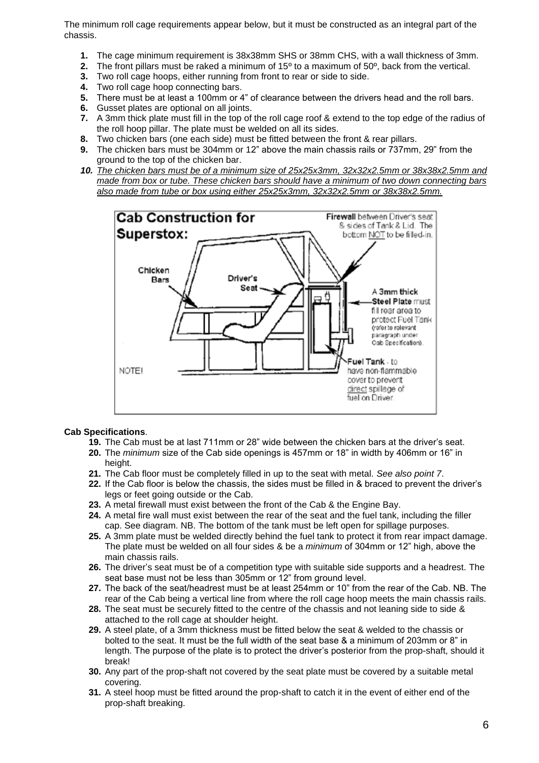The minimum roll cage requirements appear below, but it must be constructed as an integral part of the chassis.

1. The cage minimum requirement is 38x38mm SHS or 38mm CHS, with a wall thickness of 3mm.
2. The front pillars must be raked a minimum of 15º to a maximum of 50º, back from the vertical.
3. Two roll cage hoops, either running from front to rear or side to side.
4. Two roll cage hoop connecting bars.
5. There must be at least a 100mm or 4" of clearance between the drivers head and the roll bars.
6. Gusset plates are optional on all joints.
7. A 3mm thick plate must fill in the top of the roll cage roof & extend to the top edge of the radius of the roll hoop pillar. The plate must be welded on all its sides.
8. Two chicken bars (one each side) must be fitted between the front & rear pillars.
9. The chicken bars must be 304mm or 12" above the main chassis rails or 737mm, 29" from the ground to the top of the chicken bar.
10. *The chicken bars must be of a minimum size of 25x25x3mm, 32x32x2.5mm or 38x38x2.5mm and made from box or tube. These chicken bars should have a minimum of two down connecting bars also made from tube or box using either 25x25x3mm, 32x32x2.5mm or 38x38x2.5mm.*

**Cab Construction for Superstox:**

Chicken Bars

Driver's Seat

**Firewall** between Driver's seat & sides of Tank & Lid. The bottom NOT to be filled-in.

A 3mm thick **Steel Plate** must fill rear area to protect Fuel Tank (refer to relevant paragraph under Cab Specification).

**Fuel Tank** - to have non-flammable cover to prevent direct spillage of fuel on Driver.

NOTE!

**Cab Specifications**.

19. The Cab must be at last 711mm or 28" wide between the chicken bars at the driver's seat.
20. The *minimum* size of the Cab side openings is 457mm or 18" in width by 406mm or 16" in height.
21. The Cab floor must be completely filled in up to the seat with metal. *See also point 7*.
22. If the Cab floor is below the chassis, the sides must be filled in & braced to prevent the driver's legs or feet going outside or the Cab.
23. A metal firewall must exist between the front of the Cab & the Engine Bay.
24. A metal fire wall must exist between the rear of the seat and the fuel tank, including the filler cap. See diagram. NB. The bottom of the tank must be left open for spillage purposes.
25. A 3mm plate must be welded directly behind the fuel tank to protect it from rear impact damage. The plate must be welded on all four sides & be a *minimum* of 304mm or 12" high, above the main chassis rails.
26. The driver's seat must be of a competition type with suitable side supports and a headrest. The seat base must not be less than 305mm or 12" from ground level.
27. The back of the seat/headrest must be at least 254mm or 10" from the rear of the Cab. NB. The rear of the Cab being a vertical line from where the roll cage hoop meets the main chassis rails.
28. The seat must be securely fitted to the centre of the chassis and not leaning side to side & attached to the roll cage at shoulder height.
29. A steel plate, of a 3mm thickness must be fitted below the seat & welded to the chassis or bolted to the seat. It must be the full width of the seat base & a minimum of 203mm or 8" in length. The purpose of the plate is to protect the driver's posterior from the prop-shaft, should it break!
30. Any part of the prop-shaft not covered by the seat plate must be covered by a suitable metal covering.
31. A steel hoop must be fitted around the prop-shaft to catch it in the event of either end of the prop-shaft breaking.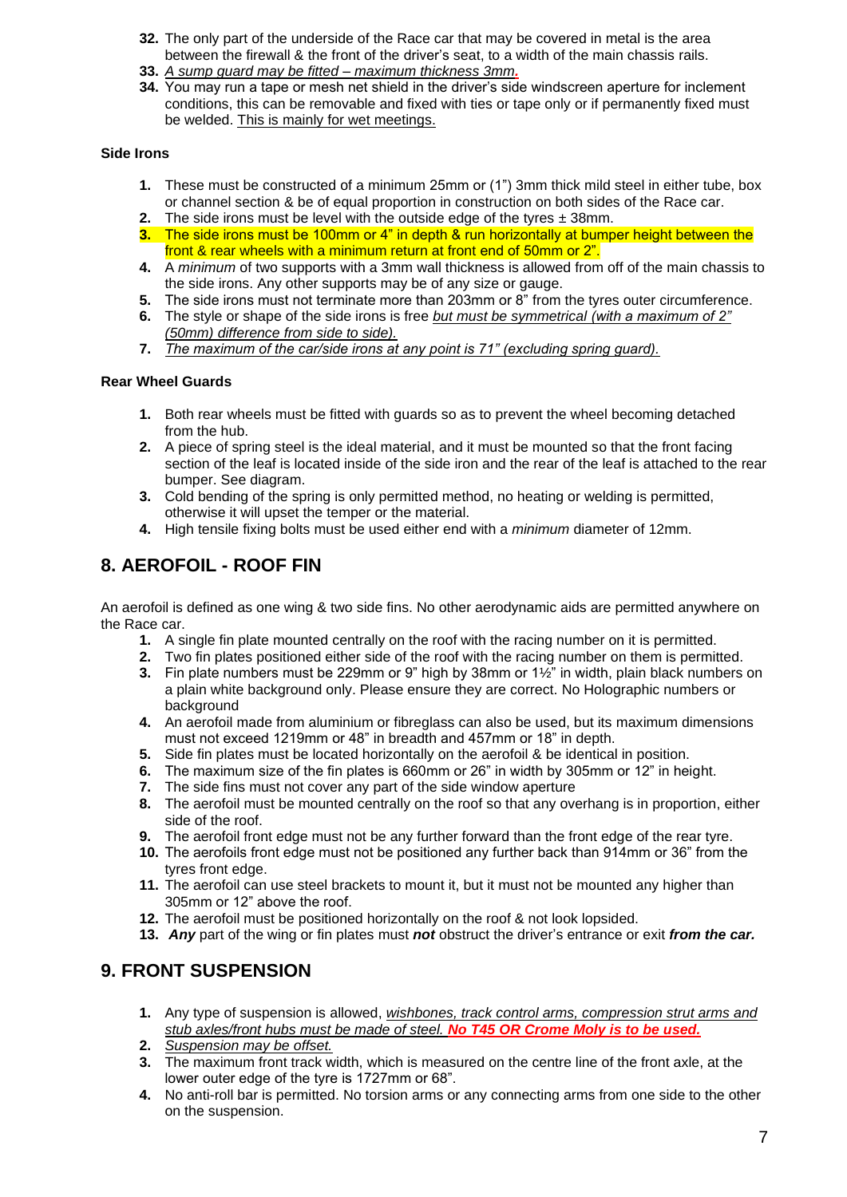32. The only part of the underside of the Race car that may be covered in metal is the area between the firewall & the front of the driver's seat, to a width of the main chassis rails.
33. *A sump guard may be fitted – maximum thickness 3mm.*
34. You may run a tape or mesh net shield in the driver's side windscreen aperture for inclement conditions, this can be removable and fixed with ties or tape only or if permanently fixed must be welded. This is mainly for wet meetings.

**Side Irons**

1. These must be constructed of a minimum 25mm or (1") 3mm thick mild steel in either tube, box or channel section & be of equal proportion in construction on both sides of the Race car.
2. The side irons must be level with the outside edge of the tyres ± 38mm.
3. The side irons must be 100mm or 4" in depth & run horizontally at bumper height between the front & rear wheels with a minimum return at front end of 50mm or 2".
4. A *minimum* of two supports with a 3mm wall thickness is allowed from off of the main chassis to the side irons. Any other supports may be of any size or gauge.
5. The side irons must not terminate more than 203mm or 8" from the tyres outer circumference.
6. The style or shape of the side irons is free *but must be symmetrical (with a maximum of 2" (50mm) difference from side to side).*
7. *The maximum of the car/side irons at any point is 71" (excluding spring guard).*

**Rear Wheel Guards**

1. Both rear wheels must be fitted with guards so as to prevent the wheel becoming detached from the hub.
2. A piece of spring steel is the ideal material, and it must be mounted so that the front facing section of the leaf is located inside of the side iron and the rear of the leaf is attached to the rear bumper. See diagram.
3. Cold bending of the spring is only permitted method, no heating or welding is permitted, otherwise it will upset the temper or the material.
4. High tensile fixing bolts must be used either end with a *minimum* diameter of 12mm.

## 8. AEROFOIL - ROOF FIN

An aerofoil is defined as one wing & two side fins. No other aerodynamic aids are permitted anywhere on the Race car.

1. A single fin plate mounted centrally on the roof with the racing number on it is permitted.
2. Two fin plates positioned either side of the roof with the racing number on them is permitted.
3. Fin plate numbers must be 229mm or 9" high by 38mm or 1½" in width, plain black numbers on a plain white background only. Please ensure they are correct. No Holographic numbers or background
4. An aerofoil made from aluminium or fibreglass can also be used, but its maximum dimensions must not exceed 1219mm or 48" in breadth and 457mm or 18" in depth.
5. Side fin plates must be located horizontally on the aerofoil & be identical in position.
6. The maximum size of the fin plates is 660mm or 26" in width by 305mm or 12" in height.
7. The side fins must not cover any part of the side window aperture
8. The aerofoil must be mounted centrally on the roof so that any overhang is in proportion, either side of the roof.
9. The aerofoil front edge must not be any further forward than the front edge of the rear tyre.
10. The aerofoils front edge must not be positioned any further back than 914mm or 36" from the tyres front edge.
11. The aerofoil can use steel brackets to mount it, but it must not be mounted any higher than 305mm or 12" above the roof.
12. The aerofoil must be positioned horizontally on the roof & not look lopsided.
13. ***Any*** part of the wing or fin plates must ***not*** obstruct the driver's entrance or exit ***from the car.***

## 9. FRONT SUSPENSION

1. Any type of suspension is allowed, *wishbones, track control arms, compression strut arms and stub axles/front hubs must be made of steel.* ***No T45 OR Crome Moly is to be used.***
2. *Suspension may be offset.*
3. The maximum front track width, which is measured on the centre line of the front axle, at the lower outer edge of the tyre is 1727mm or 68".
4. No anti-roll bar is permitted. No torsion arms or any connecting arms from one side to the other on the suspension.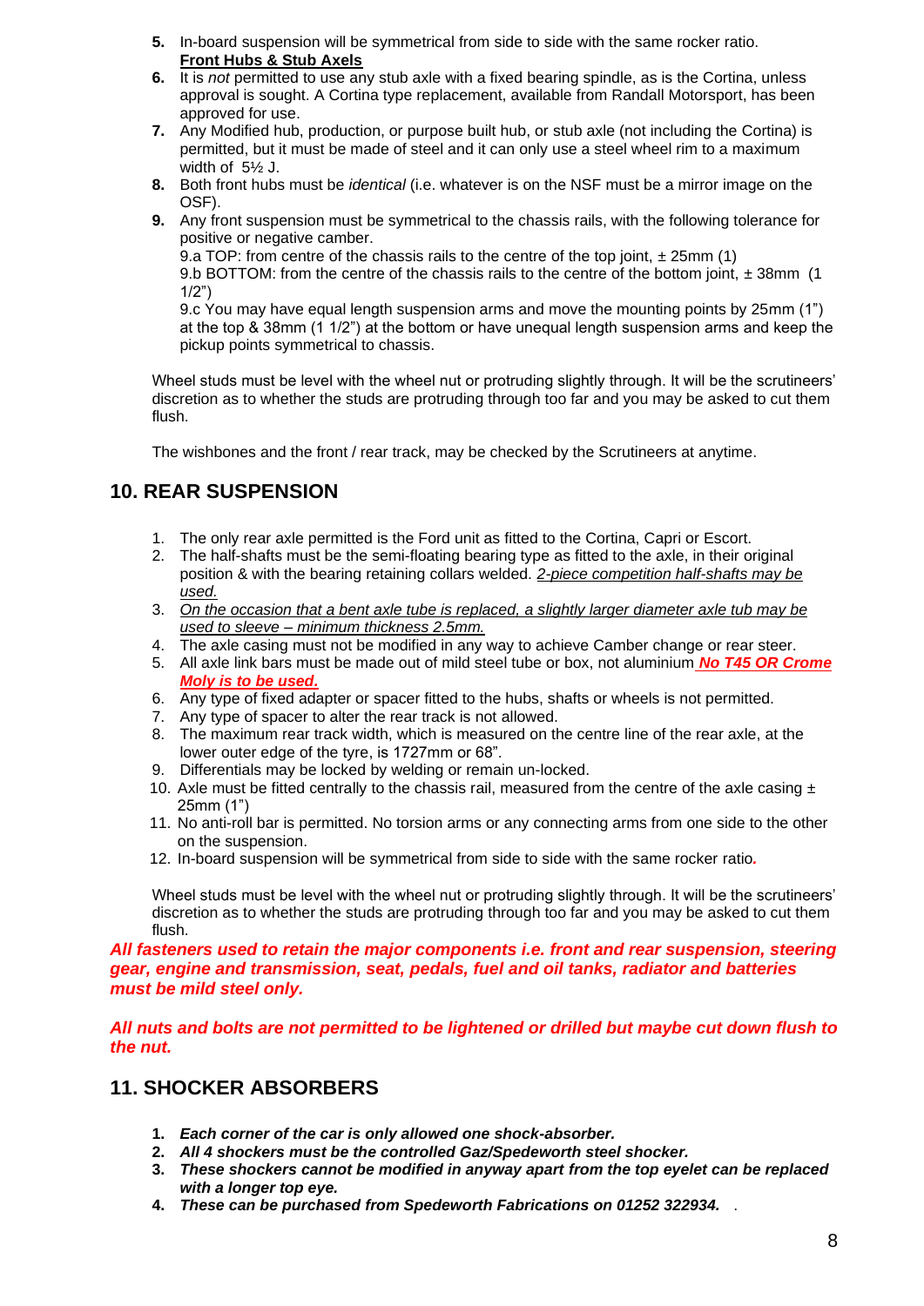5. In-board suspension will be symmetrical from side to side with the same rocker ratio.

**Front Hubs & Stub Axels**

6. It is *not* permitted to use any stub axle with a fixed bearing spindle, as is the Cortina, unless approval is sought. A Cortina type replacement, available from Randall Motorsport, has been approved for use.
7. Any Modified hub, production, or purpose built hub, or stub axle (not including the Cortina) is permitted, but it must be made of steel and it can only use a steel wheel rim to a maximum width of 5½ J.
8. Both front hubs must be *identical* (i.e. whatever is on the NSF must be a mirror image on the OSF).
9. Any front suspension must be symmetrical to the chassis rails, with the following tolerance for positive or negative camber.
   9.a TOP: from centre of the chassis rails to the centre of the top joint, ± 25mm (1)
   9.b BOTTOM: from the centre of the chassis rails to the centre of the bottom joint, ± 38mm (1 1/2")
   9.c You may have equal length suspension arms and move the mounting points by 25mm (1") at the top & 38mm (1 1/2") at the bottom or have unequal length suspension arms and keep the pickup points symmetrical to chassis.

Wheel studs must be level with the wheel nut or protruding slightly through. It will be the scrutineers' discretion as to whether the studs are protruding through too far and you may be asked to cut them flush.

The wishbones and the front / rear track, may be checked by the Scrutineers at anytime.

## 10. REAR SUSPENSION

1. The only rear axle permitted is the Ford unit as fitted to the Cortina, Capri or Escort.
2. The half-shafts must be the semi-floating bearing type as fitted to the axle, in their original position & with the bearing retaining collars welded. *2-piece competition half-shafts may be used.*
3. *On the occasion that a bent axle tube is replaced, a slightly larger diameter axle tub may be used to sleeve – minimum thickness 2.5mm.*
4. The axle casing must not be modified in any way to achieve Camber change or rear steer.
5. All axle link bars must be made out of mild steel tube or box, not aluminium ***No T45 OR Crome Moly is to be used.***
6. Any type of fixed adapter or spacer fitted to the hubs, shafts or wheels is not permitted.
7. Any type of spacer to alter the rear track is not allowed.
8. The maximum rear track width, which is measured on the centre line of the rear axle, at the lower outer edge of the tyre, is 1727mm or 68".
9. Differentials may be locked by welding or remain un-locked.
10. Axle must be fitted centrally to the chassis rail, measured from the centre of the axle casing ± 25mm (1")
11. No anti-roll bar is permitted. No torsion arms or any connecting arms from one side to the other on the suspension.
12. In-board suspension will be symmetrical from side to side with the same rocker ratio.

Wheel studs must be level with the wheel nut or protruding slightly through. It will be the scrutineers' discretion as to whether the studs are protruding through too far and you may be asked to cut them flush.

***All fasteners used to retain the major components i.e. front and rear suspension, steering gear, engine and transmission, seat, pedals, fuel and oil tanks, radiator and batteries must be mild steel only.***

***All nuts and bolts are not permitted to be lightened or drilled but maybe cut down flush to the nut.***

## 11. SHOCKER ABSORBERS

1. ***Each corner of the car is only allowed one shock-absorber.***
2. ***All 4 shockers must be the controlled Gaz/Spedeworth steel shocker.***
3. ***These shockers cannot be modified in anyway apart from the top eyelet can be replaced with a longer top eye.***
4. ***These can be purchased from Spedeworth Fabrications on 01252 322934.***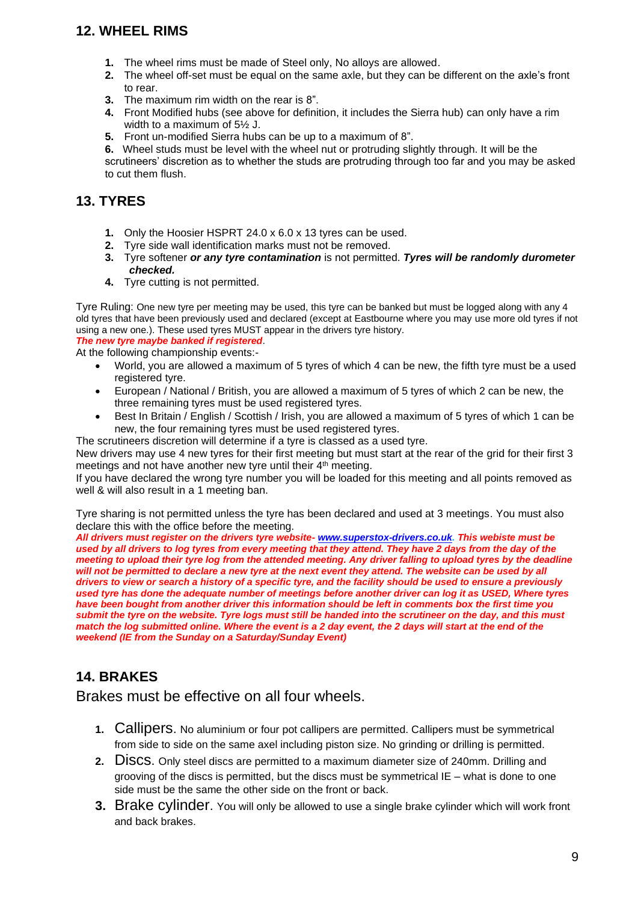## 12. WHEEL RIMS

1. The wheel rims must be made of Steel only, No alloys are allowed.
2. The wheel off-set must be equal on the same axle, but they can be different on the axle's front to rear.
3. The maximum rim width on the rear is 8".
4. Front Modified hubs (see above for definition, it includes the Sierra hub) can only have a rim width to a maximum of 5½ J.
5. Front un-modified Sierra hubs can be up to a maximum of 8".
6. Wheel studs must be level with the wheel nut or protruding slightly through. It will be the scrutineers' discretion as to whether the studs are protruding through too far and you may be asked to cut them flush.

## 13. TYRES

1. Only the Hoosier HSPRT 24.0 x 6.0 x 13 tyres can be used.
2. Tyre side wall identification marks must not be removed.
3. Tyre softener ***or any tyre contamination*** is not permitted. ***Tyres will be randomly durometer checked.***
4. Tyre cutting is not permitted.

Tyre Ruling: One new tyre per meeting may be used, this tyre can be banked but must be logged along with any 4 old tyres that have been previously used and declared (except at Eastbourne where you may use more old tyres if not using a new one.). These used tyres MUST appear in the drivers tyre history.
***The new tyre maybe banked if registered***.
At the following championship events:-

- World, you are allowed a maximum of 5 tyres of which 4 can be new, the fifth tyre must be a used registered tyre.
- European / National / British, you are allowed a maximum of 5 tyres of which 2 can be new, the three remaining tyres must be used registered tyres.
- Best In Britain / English / Scottish / Irish, you are allowed a maximum of 5 tyres of which 1 can be new, the four remaining tyres must be used registered tyres.

The scrutineers discretion will determine if a tyre is classed as a used tyre.
New drivers may use 4 new tyres for their first meeting but must start at the rear of the grid for their first 3 meetings and not have another new tyre until their 4th meeting.
If you have declared the wrong tyre number you will be loaded for this meeting and all points removed as well & will also result in a 1 meeting ban.

Tyre sharing is not permitted unless the tyre has been declared and used at 3 meetings. You must also declare this with the office before the meeting.
***All drivers must register on the drivers tyre website- www.superstox-drivers.co.uk. This webiste must be used by all drivers to log tyres from every meeting that they attend. They have 2 days from the day of the meeting to upload their tyre log from the attended meeting. Any driver falling to upload tyres by the deadline will not be permitted to declare a new tyre at the next event they attend. The website can be used by all drivers to view or search a history of a specific tyre, and the facility should be used to ensure a previously used tyre has done the adequate number of meetings before another driver can log it as USED, Where tyres have been bought from another driver this information should be left in comments box the first time you submit the tyre on the website. Tyre logs must still be handed into the scrutineer on the day, and this must match the log submitted online. Where the event is a 2 day event, the 2 days will start at the end of the weekend (IE from the Sunday on a Saturday/Sunday Event)***

## 14. BRAKES

Brakes must be effective on all four wheels.

1. Callipers. No aluminium or four pot callipers are permitted. Callipers must be symmetrical from side to side on the same axel including piston size. No grinding or drilling is permitted.
2. Discs. Only steel discs are permitted to a maximum diameter size of 240mm. Drilling and grooving of the discs is permitted, but the discs must be symmetrical IE – what is done to one side must be the same the other side on the front or back.
3. Brake cylinder. You will only be allowed to use a single brake cylinder which will work front and back brakes.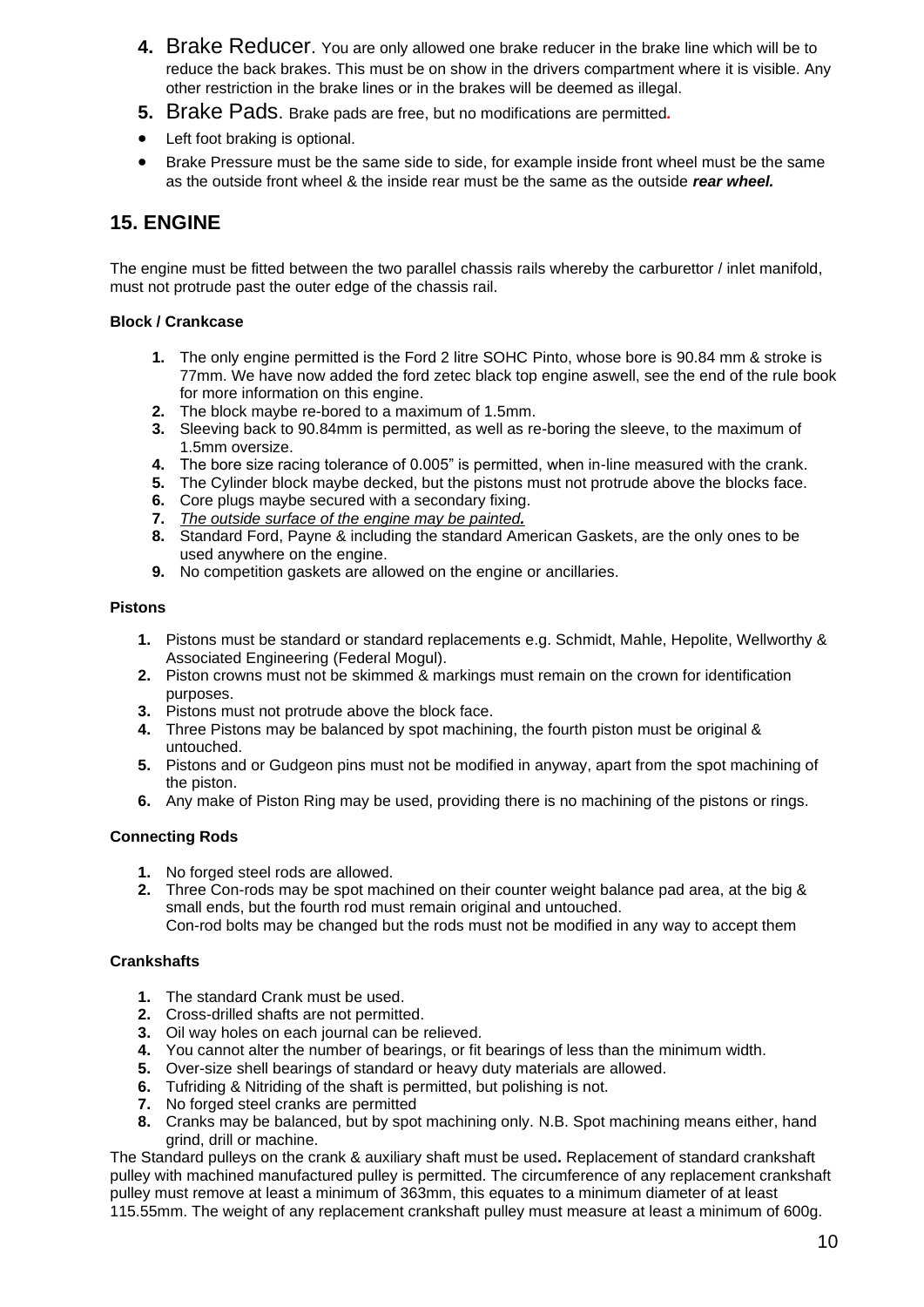4. **Brake Reducer**. You are only allowed one brake reducer in the brake line which will be to reduce the back brakes. This must be on show in the drivers compartment where it is visible. Any other restriction in the brake lines or in the brakes will be deemed as illegal.
5. **Brake Pads**. Brake pads are free, but no modifications are permitted.

- Left foot braking is optional.
- Brake Pressure must be the same side to side, for example inside front wheel must be the same as the outside front wheel & the inside rear must be the same as the outside ***rear wheel.***

## 15. ENGINE

The engine must be fitted between the two parallel chassis rails whereby the carburettor / inlet manifold, must not protrude past the outer edge of the chassis rail.

#### Block / Crankcase

1. The only engine permitted is the Ford 2 litre SOHC Pinto, whose bore is 90.84 mm & stroke is 77mm. We have now added the ford zetec black top engine aswell, see the end of the rule book for more information on this engine.
2. The block maybe re-bored to a maximum of 1.5mm.
3. Sleeving back to 90.84mm is permitted, as well as re-boring the sleeve, to the maximum of 1.5mm oversize.
4. The bore size racing tolerance of 0.005" is permitted, when in-line measured with the crank.
5. The Cylinder block maybe decked, but the pistons must not protrude above the blocks face.
6. Core plugs maybe secured with a secondary fixing.
7. ***The outside surface of the engine may be painted.***
8. Standard Ford, Payne & including the standard American Gaskets, are the only ones to be used anywhere on the engine.
9. No competition gaskets are allowed on the engine or ancillaries.

#### Pistons

1. Pistons must be standard or standard replacements e.g. Schmidt, Mahle, Hepolite, Wellworthy & Associated Engineering (Federal Mogul).
2. Piston crowns must not be skimmed & markings must remain on the crown for identification purposes.
3. Pistons must not protrude above the block face.
4. Three Pistons may be balanced by spot machining, the fourth piston must be original & untouched.
5. Pistons and or Gudgeon pins must not be modified in anyway, apart from the spot machining of the piston.
6. Any make of Piston Ring may be used, providing there is no machining of the pistons or rings.

#### Connecting Rods

1. No forged steel rods are allowed.
2. Three Con-rods may be spot machined on their counter weight balance pad area, at the big & small ends, but the fourth rod must remain original and untouched.
   Con-rod bolts may be changed but the rods must not be modified in any way to accept them

#### Crankshafts

1. The standard Crank must be used.
2. Cross-drilled shafts are not permitted.
3. Oil way holes on each journal can be relieved.
4. You cannot alter the number of bearings, or fit bearings of less than the minimum width.
5. Over-size shell bearings of standard or heavy duty materials are allowed.
6. Tufriding & Nitriding of the shaft is permitted, but polishing is not.
7. No forged steel cranks are permitted
8. Cranks may be balanced, but by spot machining only. N.B. Spot machining means either, hand grind, drill or machine.

The Standard pulleys on the crank & auxiliary shaft must be used**.** Replacement of standard crankshaft pulley with machined manufactured pulley is permitted. The circumference of any replacement crankshaft pulley must remove at least a minimum of 363mm, this equates to a minimum diameter of at least 115.55mm. The weight of any replacement crankshaft pulley must measure at least a minimum of 600g.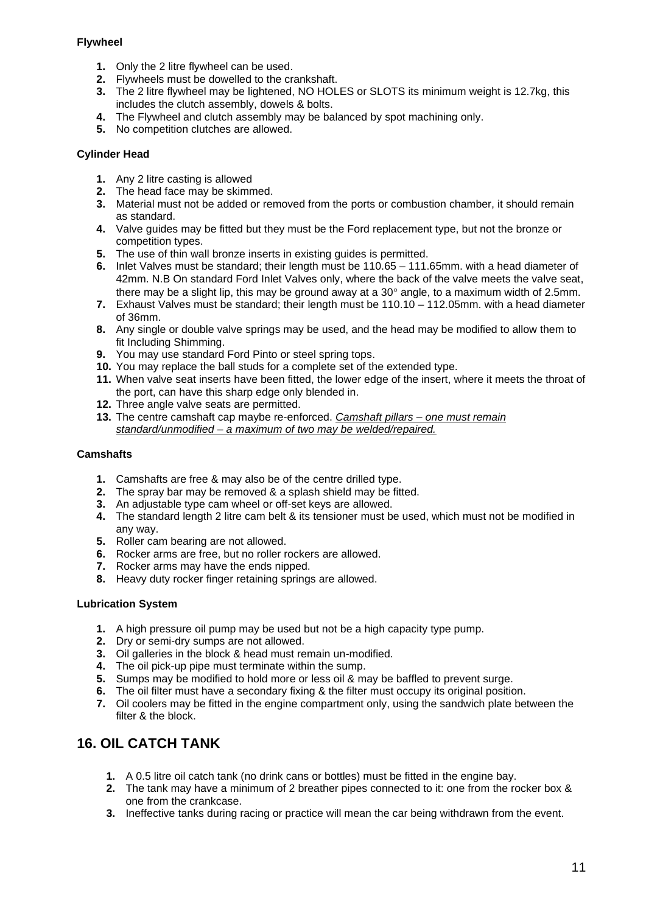**Flywheel**

1. Only the 2 litre flywheel can be used.
2. Flywheels must be dowelled to the crankshaft.
3. The 2 litre flywheel may be lightened, NO HOLES or SLOTS its minimum weight is 12.7kg, this includes the clutch assembly, dowels & bolts.
4. The Flywheel and clutch assembly may be balanced by spot machining only.
5. No competition clutches are allowed.

**Cylinder Head**

1. Any 2 litre casting is allowed
2. The head face may be skimmed.
3. Material must not be added or removed from the ports or combustion chamber, it should remain as standard.
4. Valve guides may be fitted but they must be the Ford replacement type, but not the bronze or competition types.
5. The use of thin wall bronze inserts in existing guides is permitted.
6. Inlet Valves must be standard; their length must be 110.65 – 111.65mm. with a head diameter of 42mm. N.B On standard Ford Inlet Valves only, where the back of the valve meets the valve seat, there may be a slight lip, this may be ground away at a 30° angle, to a maximum width of 2.5mm.
7. Exhaust Valves must be standard; their length must be 110.10 – 112.05mm. with a head diameter of 36mm.
8. Any single or double valve springs may be used, and the head may be modified to allow them to fit Including Shimming.
9. You may use standard Ford Pinto or steel spring tops.
10. You may replace the ball studs for a complete set of the extended type.
11. When valve seat inserts have been fitted, the lower edge of the insert, where it meets the throat of the port, can have this sharp edge only blended in.
12. Three angle valve seats are permitted.
13. The centre camshaft cap maybe re-enforced. <u>*Camshaft pillars – one must remain standard/unmodified – a maximum of two may be welded/repaired.*</u>

**Camshafts**

1. Camshafts are free & may also be of the centre drilled type.
2. The spray bar may be removed & a splash shield may be fitted.
3. An adjustable type cam wheel or off-set keys are allowed.
4. The standard length 2 litre cam belt & its tensioner must be used, which must not be modified in any way.
5. Roller cam bearing are not allowed.
6. Rocker arms are free, but no roller rockers are allowed.
7. Rocker arms may have the ends nipped.
8. Heavy duty rocker finger retaining springs are allowed.

**Lubrication System**

1. A high pressure oil pump may be used but not be a high capacity type pump.
2. Dry or semi-dry sumps are not allowed.
3. Oil galleries in the block & head must remain un-modified.
4. The oil pick-up pipe must terminate within the sump.
5. Sumps may be modified to hold more or less oil & may be baffled to prevent surge.
6. The oil filter must have a secondary fixing & the filter must occupy its original position.
7. Oil coolers may be fitted in the engine compartment only, using the sandwich plate between the filter & the block.

## 16. OIL CATCH TANK

1. A 0.5 litre oil catch tank (no drink cans or bottles) must be fitted in the engine bay.
2. The tank may have a minimum of 2 breather pipes connected to it: one from the rocker box & one from the crankcase.
3. Ineffective tanks during racing or practice will mean the car being withdrawn from the event.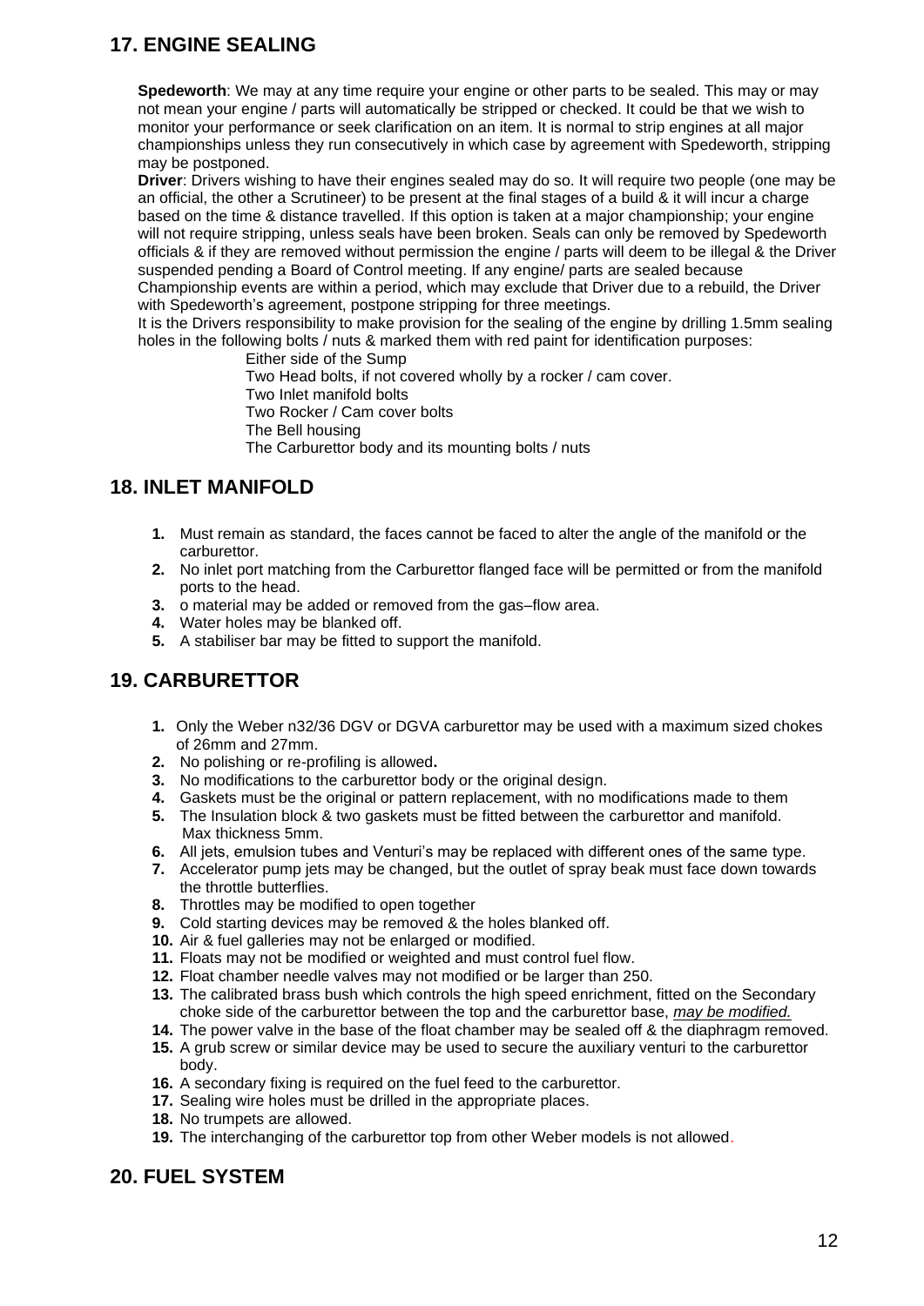## 17. ENGINE SEALING

**Spedeworth**: We may at any time require your engine or other parts to be sealed. This may or may not mean your engine / parts will automatically be stripped or checked. It could be that we wish to monitor your performance or seek clarification on an item. It is normal to strip engines at all major championships unless they run consecutively in which case by agreement with Spedeworth, stripping may be postponed.

**Driver**: Drivers wishing to have their engines sealed may do so. It will require two people (one may be an official, the other a Scrutineer) to be present at the final stages of a build & it will incur a charge based on the time & distance travelled. If this option is taken at a major championship; your engine will not require stripping, unless seals have been broken. Seals can only be removed by Spedeworth officials & if they are removed without permission the engine / parts will deem to be illegal & the Driver suspended pending a Board of Control meeting. If any engine/ parts are sealed because Championship events are within a period, which may exclude that Driver due to a rebuild, the Driver with Spedeworth's agreement, postpone stripping for three meetings.

It is the Drivers responsibility to make provision for the sealing of the engine by drilling 1.5mm sealing holes in the following bolts / nuts & marked them with red paint for identification purposes:

- Either side of the Sump
- Two Head bolts, if not covered wholly by a rocker / cam cover.
- Two Inlet manifold bolts
- Two Rocker / Cam cover bolts
- The Bell housing
- The Carburettor body and its mounting bolts / nuts

## 18. INLET MANIFOLD

1. Must remain as standard, the faces cannot be faced to alter the angle of the manifold or the carburettor.
2. No inlet port matching from the Carburettor flanged face will be permitted or from the manifold ports to the head.
3. o material may be added or removed from the gas–flow area.
4. Water holes may be blanked off.
5. A stabiliser bar may be fitted to support the manifold.

## 19. CARBURETTOR

1. Only the Weber n32/36 DGV or DGVA carburettor may be used with a maximum sized chokes of 26mm and 27mm.
2. No polishing or re-profiling is allowed**.**
3. No modifications to the carburettor body or the original design.
4. Gaskets must be the original or pattern replacement, with no modifications made to them
5. The Insulation block & two gaskets must be fitted between the carburettor and manifold. Max thickness 5mm.
6. All jets, emulsion tubes and Venturi's may be replaced with different ones of the same type.
7. Accelerator pump jets may be changed, but the outlet of spray beak must face down towards the throttle butterflies.
8. Throttles may be modified to open together
9. Cold starting devices may be removed & the holes blanked off.
10. Air & fuel galleries may not be enlarged or modified.
11. Floats may not be modified or weighted and must control fuel flow.
12. Float chamber needle valves may not modified or be larger than 250.
13. The calibrated brass bush which controls the high speed enrichment, fitted on the Secondary choke side of the carburettor between the top and the carburettor base, *may be modified.*
14. The power valve in the base of the float chamber may be sealed off & the diaphragm removed.
15. A grub screw or similar device may be used to secure the auxiliary venturi to the carburettor body.
16. A secondary fixing is required on the fuel feed to the carburettor.
17. Sealing wire holes must be drilled in the appropriate places.
18. No trumpets are allowed.
19. The interchanging of the carburettor top from other Weber models is not allowed.

## 20. FUEL SYSTEM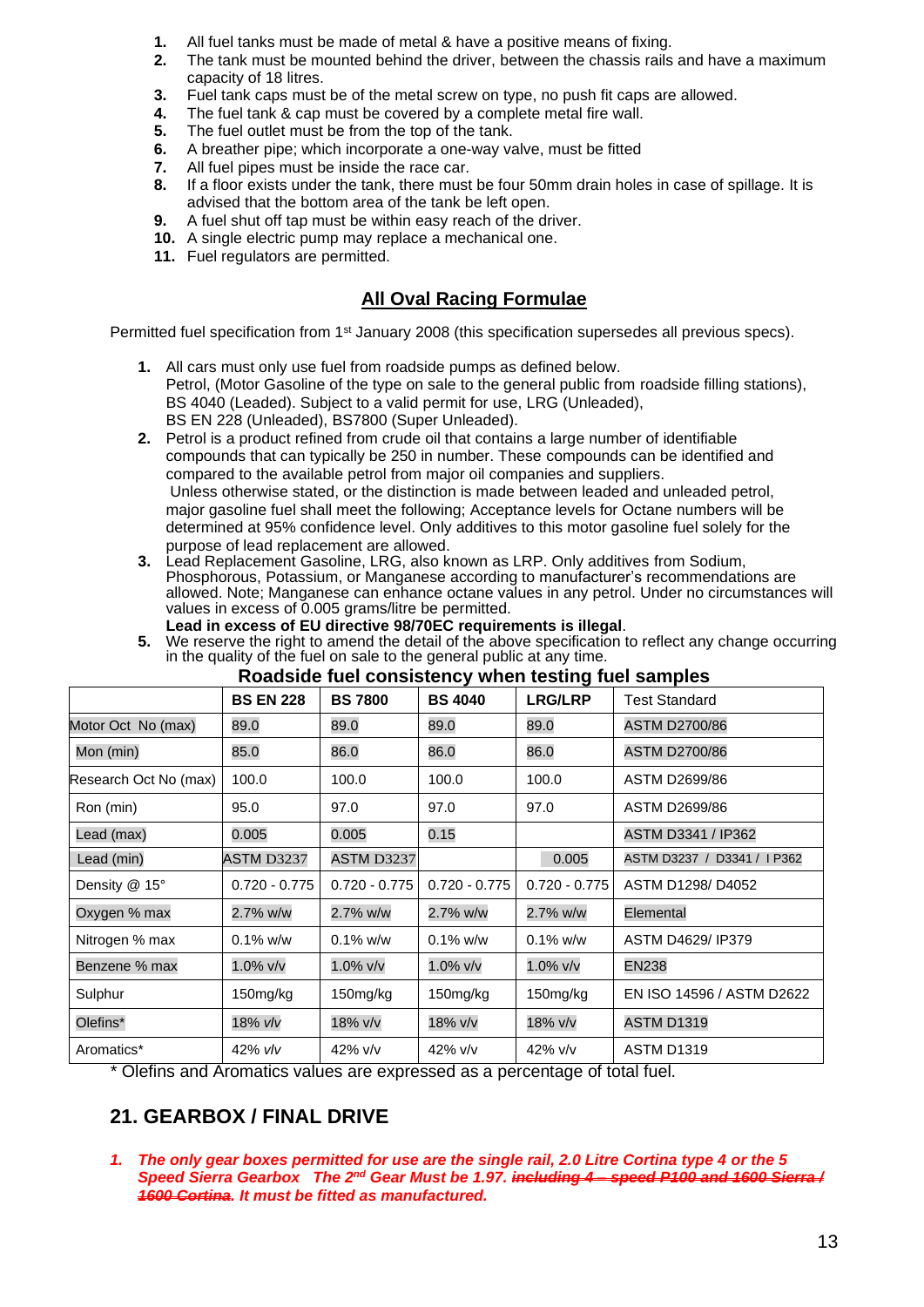1. All fuel tanks must be made of metal & have a positive means of fixing.
2. The tank must be mounted behind the driver, between the chassis rails and have a maximum capacity of 18 litres.
3. Fuel tank caps must be of the metal screw on type, no push fit caps are allowed.
4. The fuel tank & cap must be covered by a complete metal fire wall.
5. The fuel outlet must be from the top of the tank.
6. A breather pipe; which incorporate a one-way valve, must be fitted
7. All fuel pipes must be inside the race car.
8. If a floor exists under the tank, there must be four 50mm drain holes in case of spillage. It is advised that the bottom area of the tank be left open.
9. A fuel shut off tap must be within easy reach of the driver.
10. A single electric pump may replace a mechanical one.
11. Fuel regulators are permitted.

## All Oval Racing Formulae

Permitted fuel specification from 1st January 2008 (this specification supersedes all previous specs).

1. All cars must only use fuel from roadside pumps as defined below.
   Petrol, (Motor Gasoline of the type on sale to the general public from roadside filling stations), BS 4040 (Leaded). Subject to a valid permit for use, LRG (Unleaded), BS EN 228 (Unleaded), BS7800 (Super Unleaded).
2. Petrol is a product refined from crude oil that contains a large number of identifiable compounds that can typically be 250 in number. These compounds can be identified and compared to the available petrol from major oil companies and suppliers.
   Unless otherwise stated, or the distinction is made between leaded and unleaded petrol, major gasoline fuel shall meet the following; Acceptance levels for Octane numbers will be determined at 95% confidence level. Only additives to this motor gasoline fuel solely for the purpose of lead replacement are allowed.
3. Lead Replacement Gasoline, LRG, also known as LRP. Only additives from Sodium, Phosphorous, Potassium, or Manganese according to manufacturer's recommendations are allowed. Note; Manganese can enhance octane values in any petrol. Under no circumstances will values in excess of 0.005 grams/litre be permitted.
   **Lead in excess of EU directive 98/70EC requirements is illegal**.
5. We reserve the right to amend the detail of the above specification to reflect any change occurring in the quality of the fuel on sale to the general public at any time.

**Roadside fuel consistency when testing fuel samples**

| | BS EN 228 | BS 7800 | BS 4040 | LRG/LRP | Test Standard |
|---|---|---|---|---|---|
| Motor Oct No (max) | 89.0 | 89.0 | 89.0 | 89.0 | ASTM D2700/86 |
| Mon (min) | 85.0 | 86.0 | 86.0 | 86.0 | ASTM D2700/86 |
| Research Oct No (max) | 100.0 | 100.0 | 100.0 | 100.0 | ASTM D2699/86 |
| Ron (min) | 95.0 | 97.0 | 97.0 | 97.0 | ASTM D2699/86 |
| Lead (max) | 0.005 | 0.005 | 0.15 | | ASTM D3341 / IP362 |
| Lead (min) | ASTM D3237 | ASTM D3237 | | 0.005 | ASTM D3237 / D3341 / I P362 |
| Density @ 15° | 0.720 - 0.775 | 0.720 - 0.775 | 0.720 - 0.775 | 0.720 - 0.775 | ASTM D1298/ D4052 |
| Oxygen % max | 2.7% w/w | 2.7% w/w | 2.7% w/w | 2.7% w/w | Elemental |
| Nitrogen % max | 0.1% w/w | 0.1% w/w | 0.1% w/w | 0.1% w/w | ASTM D4629/ IP379 |
| Benzene % max | 1.0% v/v | 1.0% v/v | 1.0% v/v | 1.0% v/v | EN238 |
| Sulphur | 150mg/kg | 150mg/kg | 150mg/kg | 150mg/kg | EN ISO 14596 / ASTM D2622 |
| Olefins* | 18% v/v | 18% v/v | 18% v/v | 18% v/v | ASTM D1319 |
| Aromatics* | 42% v/v | 42% v/v | 42% v/v | 42% v/v | ASTM D1319 |

\* Olefins and Aromatics values are expressed as a percentage of total fuel.

## 21. GEARBOX / FINAL DRIVE

1. ***The only gear boxes permitted for use are the single rail, 2.0 Litre Cortina type 4 or the 5 Speed Sierra Gearbox The 2nd Gear Must be 1.97. ~~including 4 – speed P100 and 1600 Sierra / 1600 Cortina~~. It must be fitted as manufactured.***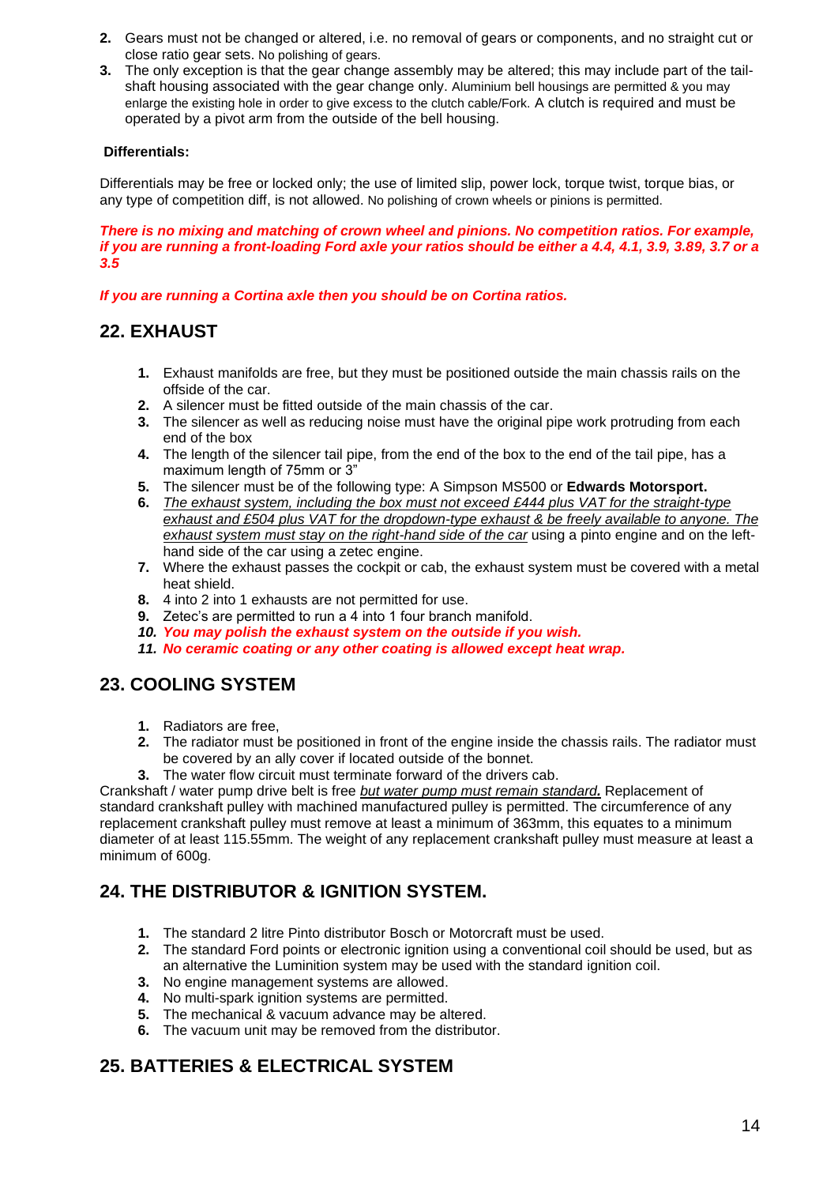2. Gears must not be changed or altered, i.e. no removal of gears or components, and no straight cut or close ratio gear sets. No polishing of gears.
3. The only exception is that the gear change assembly may be altered; this may include part of the tail-shaft housing associated with the gear change only. Aluminium bell housings are permitted & you may enlarge the existing hole in order to give excess to the clutch cable/Fork. A clutch is required and must be operated by a pivot arm from the outside of the bell housing.

**Differentials:**

Differentials may be free or locked only; the use of limited slip, power lock, torque twist, torque bias, or any type of competition diff, is not allowed. No polishing of crown wheels or pinions is permitted.

***There is no mixing and matching of crown wheel and pinions. No competition ratios. For example, if you are running a front-loading Ford axle your ratios should be either a 4.4, 4.1, 3.9, 3.89, 3.7 or a 3.5***

***If you are running a Cortina axle then you should be on Cortina ratios.***

## 22. EXHAUST

1. Exhaust manifolds are free, but they must be positioned outside the main chassis rails on the offside of the car.
2. A silencer must be fitted outside of the main chassis of the car.
3. The silencer as well as reducing noise must have the original pipe work protruding from each end of the box
4. The length of the silencer tail pipe, from the end of the box to the end of the tail pipe, has a maximum length of 75mm or 3"
5. The silencer must be of the following type: A Simpson MS500 or **Edwards Motorsport.**
6. *The exhaust system, including the box must not exceed £444 plus VAT for the straight-type exhaust and £504 plus VAT for the dropdown-type exhaust & be freely available to anyone. The exhaust system must stay on the right-hand side of the car* using a pinto engine and on the left-hand side of the car using a zetec engine.
7. Where the exhaust passes the cockpit or cab, the exhaust system must be covered with a metal heat shield.
8. 4 into 2 into 1 exhausts are not permitted for use.
9. Zetec's are permitted to run a 4 into 1 four branch manifold.
10. ***You may polish the exhaust system on the outside if you wish.***
11. ***No ceramic coating or any other coating is allowed except heat wrap.***

## 23. COOLING SYSTEM

1. Radiators are free,
2. The radiator must be positioned in front of the engine inside the chassis rails. The radiator must be covered by an ally cover if located outside of the bonnet.
3. The water flow circuit must terminate forward of the drivers cab.

Crankshaft / water pump drive belt is free *but water pump must remain standard.* Replacement of standard crankshaft pulley with machined manufactured pulley is permitted. The circumference of any replacement crankshaft pulley must remove at least a minimum of 363mm, this equates to a minimum diameter of at least 115.55mm. The weight of any replacement crankshaft pulley must measure at least a minimum of 600g.

## 24. THE DISTRIBUTOR & IGNITION SYSTEM.

1. The standard 2 litre Pinto distributor Bosch or Motorcraft must be used.
2. The standard Ford points or electronic ignition using a conventional coil should be used, but as an alternative the Luminition system may be used with the standard ignition coil.
3. No engine management systems are allowed.
4. No multi-spark ignition systems are permitted.
5. The mechanical & vacuum advance may be altered.
6. The vacuum unit may be removed from the distributor.

## 25. BATTERIES & ELECTRICAL SYSTEM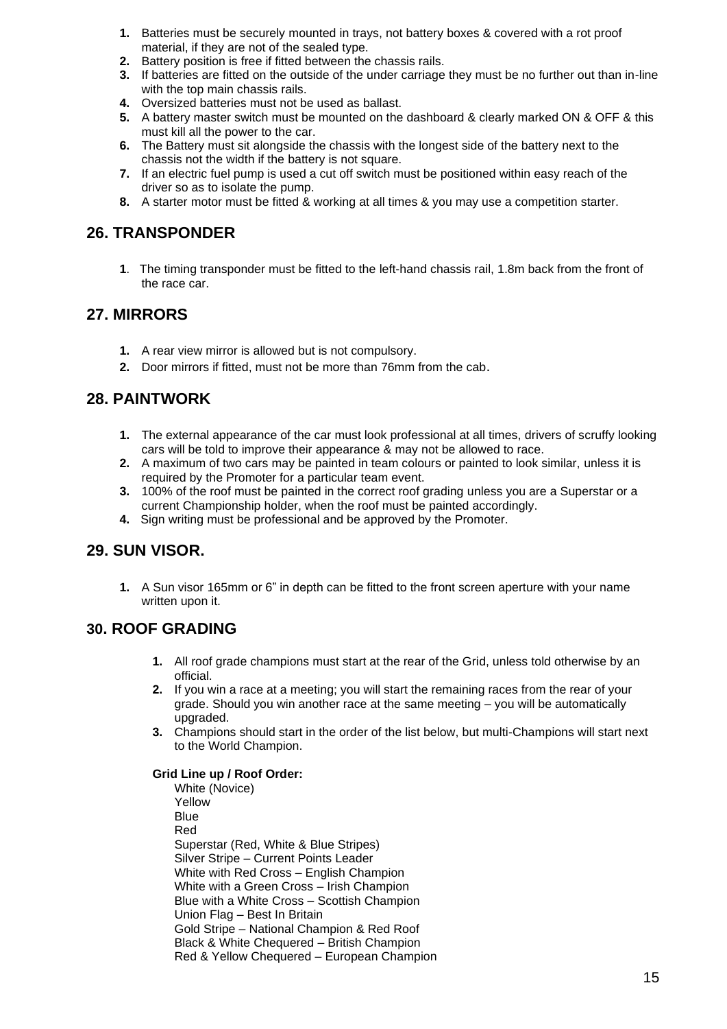1. Batteries must be securely mounted in trays, not battery boxes & covered with a rot proof material, if they are not of the sealed type.
2. Battery position is free if fitted between the chassis rails.
3. If batteries are fitted on the outside of the under carriage they must be no further out than in-line with the top main chassis rails.
4. Oversized batteries must not be used as ballast.
5. A battery master switch must be mounted on the dashboard & clearly marked ON & OFF & this must kill all the power to the car.
6. The Battery must sit alongside the chassis with the longest side of the battery next to the chassis not the width if the battery is not square.
7. If an electric fuel pump is used a cut off switch must be positioned within easy reach of the driver so as to isolate the pump.
8. A starter motor must be fitted & working at all times & you may use a competition starter.

## 26. TRANSPONDER

1. The timing transponder must be fitted to the left-hand chassis rail, 1.8m back from the front of the race car.

## 27. MIRRORS

1. A rear view mirror is allowed but is not compulsory.
2. Door mirrors if fitted, must not be more than 76mm from the cab.

## 28. PAINTWORK

1. The external appearance of the car must look professional at all times, drivers of scruffy looking cars will be told to improve their appearance & may not be allowed to race.
2. A maximum of two cars may be painted in team colours or painted to look similar, unless it is required by the Promoter for a particular team event.
3. 100% of the roof must be painted in the correct roof grading unless you are a Superstar or a current Championship holder, when the roof must be painted accordingly.
4. Sign writing must be professional and be approved by the Promoter.

## 29. SUN VISOR.

1. A Sun visor 165mm or 6" in depth can be fitted to the front screen aperture with your name written upon it.

## 30. ROOF GRADING

1. All roof grade champions must start at the rear of the Grid, unless told otherwise by an official.
2. If you win a race at a meeting; you will start the remaining races from the rear of your grade. Should you win another race at the same meeting – you will be automatically upgraded.
3. Champions should start in the order of the list below, but multi-Champions will start next to the World Champion.

**Grid Line up / Roof Order:**

White (Novice)
Yellow
Blue
Red
Superstar (Red, White & Blue Stripes)
Silver Stripe – Current Points Leader
White with Red Cross – English Champion
White with a Green Cross – Irish Champion
Blue with a White Cross – Scottish Champion
Union Flag – Best In Britain
Gold Stripe – National Champion & Red Roof
Black & White Chequered – British Champion
Red & Yellow Chequered – European Champion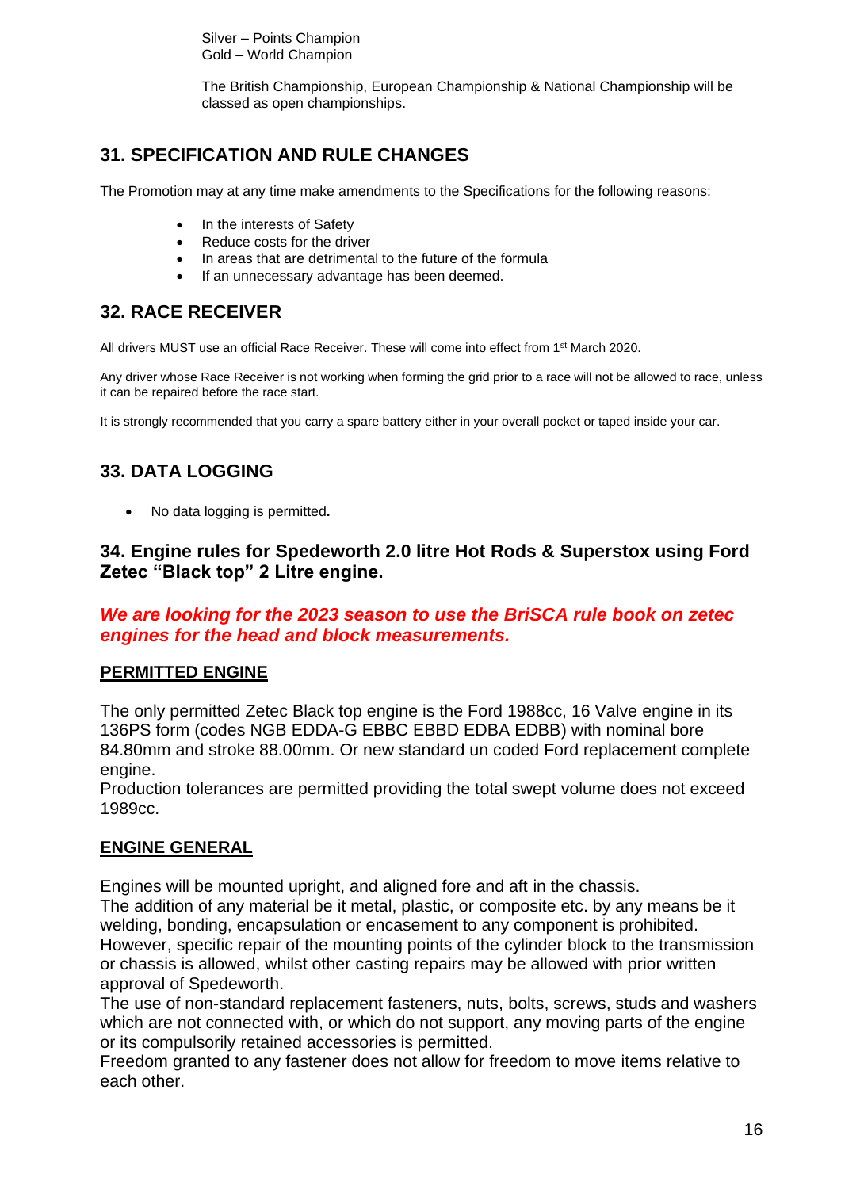Silver – Points Champion
Gold – World Champion

The British Championship, European Championship & National Championship will be classed as open championships.

## 31. SPECIFICATION AND RULE CHANGES

The Promotion may at any time make amendments to the Specifications for the following reasons:

- In the interests of Safety
- Reduce costs for the driver
- In areas that are detrimental to the future of the formula
- If an unnecessary advantage has been deemed.

## 32. RACE RECEIVER

All drivers MUST use an official Race Receiver. These will come into effect from 1st March 2020.

Any driver whose Race Receiver is not working when forming the grid prior to a race will not be allowed to race, unless it can be repaired before the race start.

It is strongly recommended that you carry a spare battery either in your overall pocket or taped inside your car.

## 33. DATA LOGGING

- No data logging is permitted***.***

## 34. Engine rules for Spedeworth 2.0 litre Hot Rods & Superstox using Ford Zetec "Black top" 2 Litre engine.

***We are looking for the 2023 season to use the BriSCA rule book on zetec engines for the head and block measurements.***

**PERMITTED ENGINE**

The only permitted Zetec Black top engine is the Ford 1988cc, 16 Valve engine in its 136PS form (codes NGB EDDA-G EBBC EBBD EDBA EDBB) with nominal bore 84.80mm and stroke 88.00mm. Or new standard un coded Ford replacement complete engine.
Production tolerances are permitted providing the total swept volume does not exceed 1989cc.

**ENGINE GENERAL**

Engines will be mounted upright, and aligned fore and aft in the chassis.
The addition of any material be it metal, plastic, or composite etc. by any means be it welding, bonding, encapsulation or encasement to any component is prohibited.
However, specific repair of the mounting points of the cylinder block to the transmission or chassis is allowed, whilst other casting repairs may be allowed with prior written approval of Spedeworth.
The use of non-standard replacement fasteners, nuts, bolts, screws, studs and washers which are not connected with, or which do not support, any moving parts of the engine or its compulsorily retained accessories is permitted.
Freedom granted to any fastener does not allow for freedom to move items relative to each other.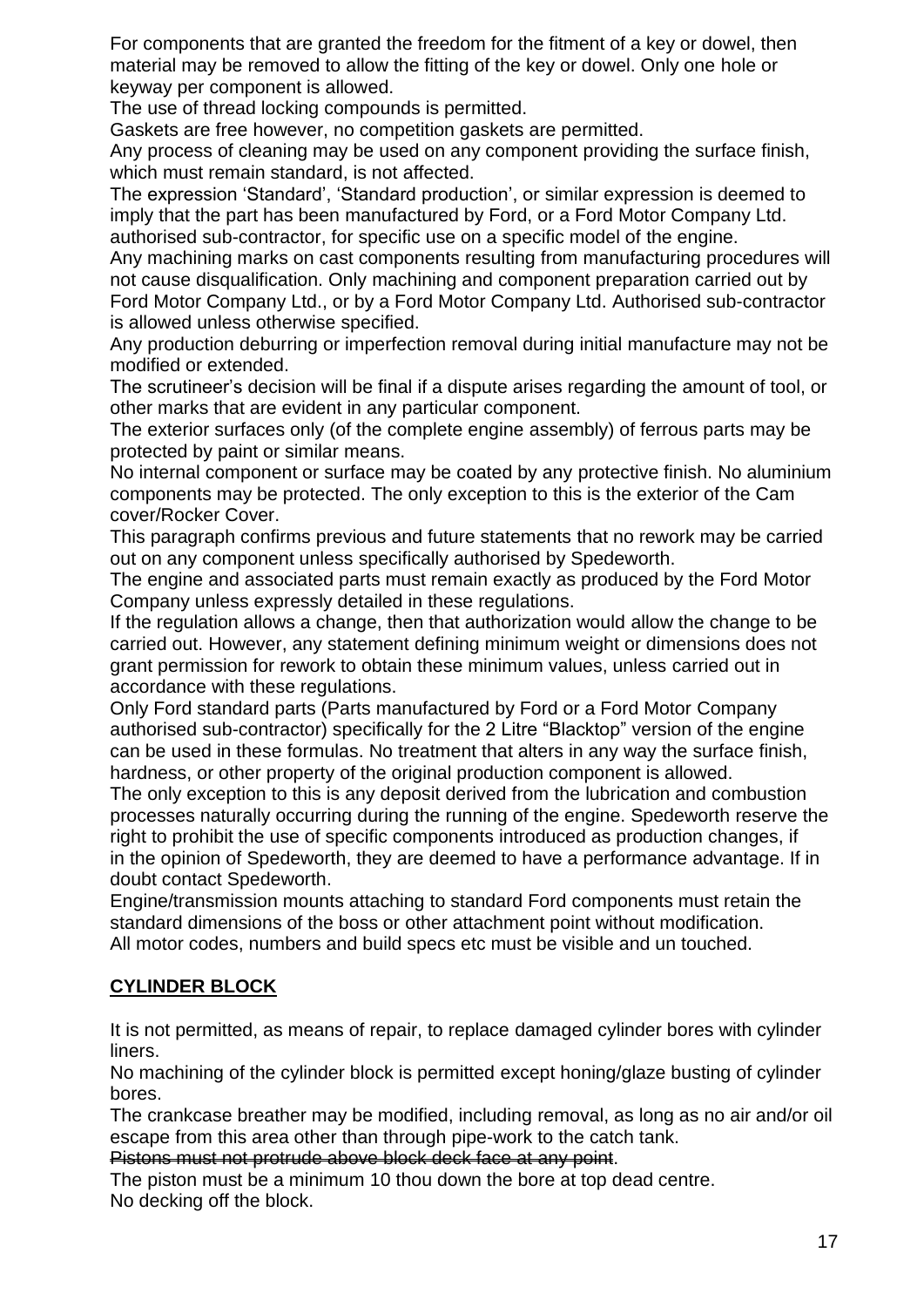For components that are granted the freedom for the fitment of a key or dowel, then material may be removed to allow the fitting of the key or dowel. Only one hole or keyway per component is allowed.

The use of thread locking compounds is permitted.

Gaskets are free however, no competition gaskets are permitted.

Any process of cleaning may be used on any component providing the surface finish, which must remain standard, is not affected.

The expression 'Standard', 'Standard production', or similar expression is deemed to imply that the part has been manufactured by Ford, or a Ford Motor Company Ltd. authorised sub-contractor, for specific use on a specific model of the engine.

Any machining marks on cast components resulting from manufacturing procedures will not cause disqualification. Only machining and component preparation carried out by Ford Motor Company Ltd., or by a Ford Motor Company Ltd. Authorised sub-contractor is allowed unless otherwise specified.

Any production deburring or imperfection removal during initial manufacture may not be modified or extended.

The scrutineer's decision will be final if a dispute arises regarding the amount of tool, or other marks that are evident in any particular component.

The exterior surfaces only (of the complete engine assembly) of ferrous parts may be protected by paint or similar means.

No internal component or surface may be coated by any protective finish. No aluminium components may be protected. The only exception to this is the exterior of the Cam cover/Rocker Cover.

This paragraph confirms previous and future statements that no rework may be carried out on any component unless specifically authorised by Spedeworth.

The engine and associated parts must remain exactly as produced by the Ford Motor Company unless expressly detailed in these regulations.

If the regulation allows a change, then that authorization would allow the change to be carried out. However, any statement defining minimum weight or dimensions does not grant permission for rework to obtain these minimum values, unless carried out in accordance with these regulations.

Only Ford standard parts (Parts manufactured by Ford or a Ford Motor Company authorised sub-contractor) specifically for the 2 Litre "Blacktop" version of the engine can be used in these formulas. No treatment that alters in any way the surface finish, hardness, or other property of the original production component is allowed.

The only exception to this is any deposit derived from the lubrication and combustion processes naturally occurring during the running of the engine. Spedeworth reserve the right to prohibit the use of specific components introduced as production changes, if in the opinion of Spedeworth, they are deemed to have a performance advantage. If in doubt contact Spedeworth.

Engine/transmission mounts attaching to standard Ford components must retain the standard dimensions of the boss or other attachment point without modification.

All motor codes, numbers and build specs etc must be visible and un touched.

## CYLINDER BLOCK

It is not permitted, as means of repair, to replace damaged cylinder bores with cylinder liners.

No machining of the cylinder block is permitted except honing/glaze busting of cylinder bores.

The crankcase breather may be modified, including removal, as long as no air and/or oil escape from this area other than through pipe-work to the catch tank.

~~Pistons must not protrude above block deck face at any point~~.

The piston must be a minimum 10 thou down the bore at top dead centre.

No decking off the block.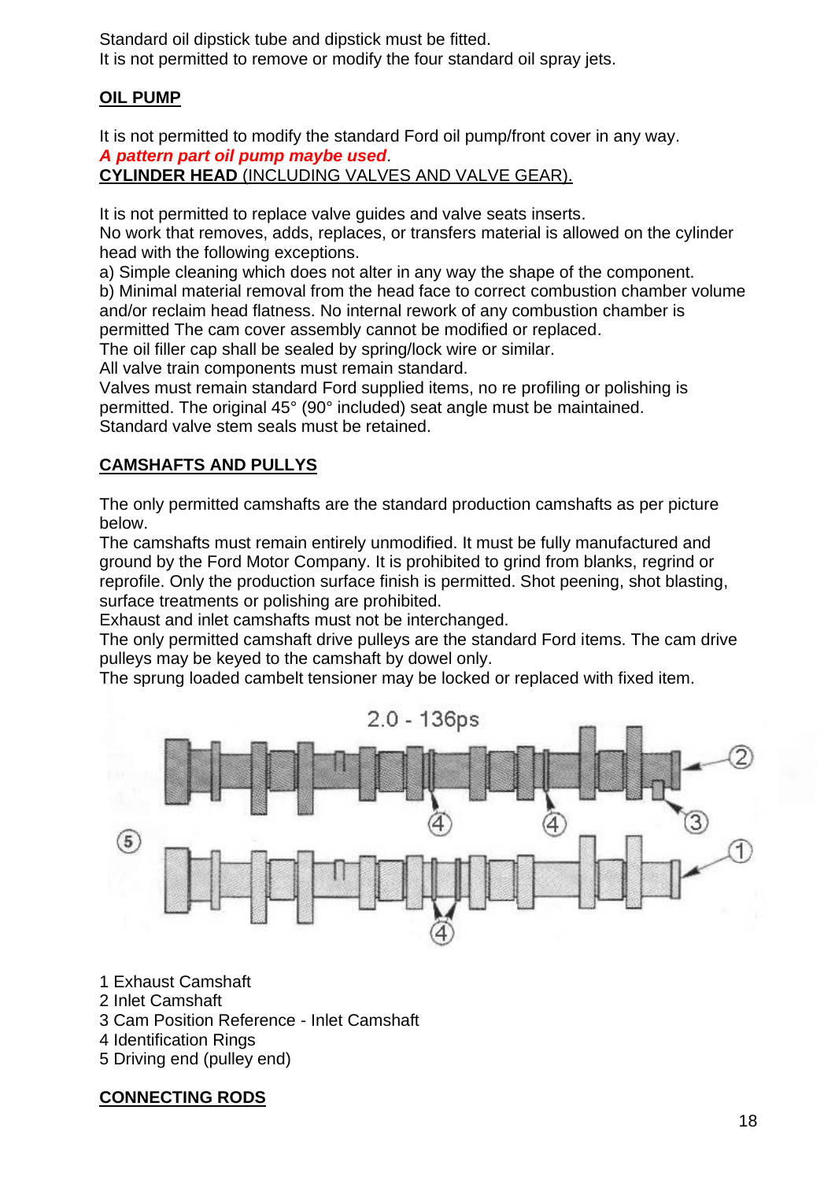Standard oil dipstick tube and dipstick must be fitted.
It is not permitted to remove or modify the four standard oil spray jets.

## OIL PUMP

It is not permitted to modify the standard Ford oil pump/front cover in any way.
***A pattern part oil pump maybe used***.

## CYLINDER HEAD (INCLUDING VALVES AND VALVE GEAR).

It is not permitted to replace valve guides and valve seats inserts.
No work that removes, adds, replaces, or transfers material is allowed on the cylinder head with the following exceptions.
a) Simple cleaning which does not alter in any way the shape of the component.
b) Minimal material removal from the head face to correct combustion chamber volume and/or reclaim head flatness. No internal rework of any combustion chamber is permitted The cam cover assembly cannot be modified or replaced.
The oil filler cap shall be sealed by spring/lock wire or similar.
All valve train components must remain standard.
Valves must remain standard Ford supplied items, no re profiling or polishing is permitted. The original 45° (90° included) seat angle must be maintained.
Standard valve stem seals must be retained.

## CAMSHAFTS AND PULLYS

The only permitted camshafts are the standard production camshafts as per picture below.
The camshafts must remain entirely unmodified. It must be fully manufactured and ground by the Ford Motor Company. It is prohibited to grind from blanks, regrind or reprofile. Only the production surface finish is permitted. Shot peening, shot blasting, surface treatments or polishing are prohibited.
Exhaust and inlet camshafts must not be interchanged.
The only permitted camshaft drive pulleys are the standard Ford items. The cam drive pulleys may be keyed to the camshaft by dowel only.
The sprung loaded cambelt tensioner may be locked or replaced with fixed item.

2.0 - 136ps

1 Exhaust Camshaft
2 Inlet Camshaft
3 Cam Position Reference - Inlet Camshaft
4 Identification Rings
5 Driving end (pulley end)

## CONNECTING RODS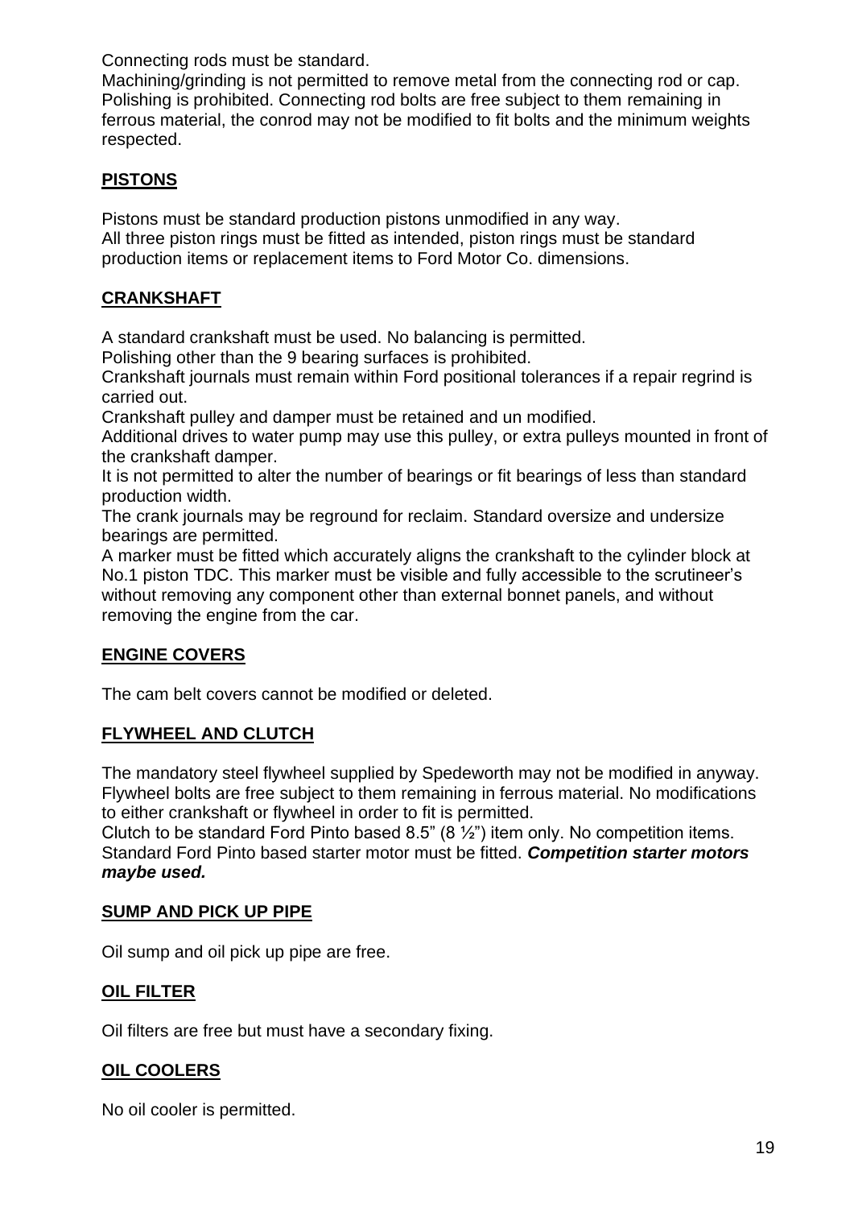Connecting rods must be standard.
Machining/grinding is not permitted to remove metal from the connecting rod or cap. Polishing is prohibited. Connecting rod bolts are free subject to them remaining in ferrous material, the conrod may not be modified to fit bolts and the minimum weights respected.

## PISTONS

Pistons must be standard production pistons unmodified in any way.
All three piston rings must be fitted as intended, piston rings must be standard production items or replacement items to Ford Motor Co. dimensions.

## CRANKSHAFT

A standard crankshaft must be used. No balancing is permitted.
Polishing other than the 9 bearing surfaces is prohibited.
Crankshaft journals must remain within Ford positional tolerances if a repair regrind is carried out.
Crankshaft pulley and damper must be retained and un modified.
Additional drives to water pump may use this pulley, or extra pulleys mounted in front of the crankshaft damper.
It is not permitted to alter the number of bearings or fit bearings of less than standard production width.
The crank journals may be reground for reclaim. Standard oversize and undersize bearings are permitted.
A marker must be fitted which accurately aligns the crankshaft to the cylinder block at No.1 piston TDC. This marker must be visible and fully accessible to the scrutineer's without removing any component other than external bonnet panels, and without removing the engine from the car.

## ENGINE COVERS

The cam belt covers cannot be modified or deleted.

## FLYWHEEL AND CLUTCH

The mandatory steel flywheel supplied by Spedeworth may not be modified in anyway. Flywheel bolts are free subject to them remaining in ferrous material. No modifications to either crankshaft or flywheel in order to fit is permitted.
Clutch to be standard Ford Pinto based 8.5" (8 ½") item only. No competition items.
Standard Ford Pinto based starter motor must be fitted. ***Competition starter motors maybe used.***

## SUMP AND PICK UP PIPE

Oil sump and oil pick up pipe are free.

## OIL FILTER

Oil filters are free but must have a secondary fixing.

## OIL COOLERS

No oil cooler is permitted.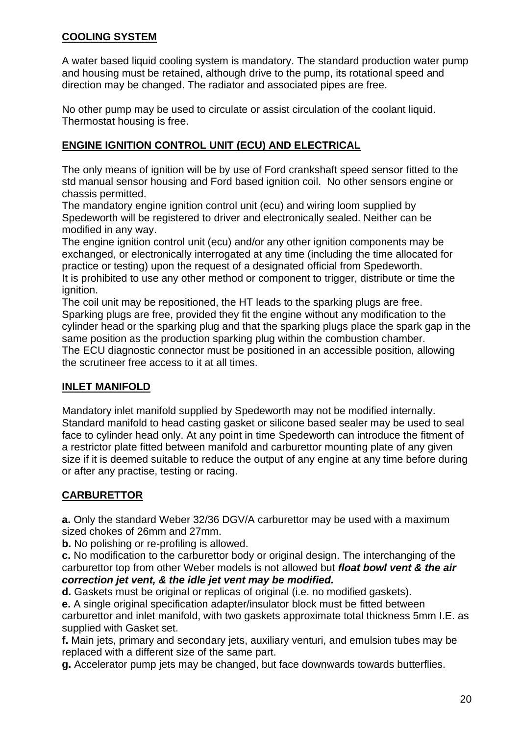## COOLING SYSTEM

A water based liquid cooling system is mandatory. The standard production water pump and housing must be retained, although drive to the pump, its rotational speed and direction may be changed. The radiator and associated pipes are free.

No other pump may be used to circulate or assist circulation of the coolant liquid. Thermostat housing is free.

## ENGINE IGNITION CONTROL UNIT (ECU) AND ELECTRICAL

The only means of ignition will be by use of Ford crankshaft speed sensor fitted to the std manual sensor housing and Ford based ignition coil. No other sensors engine or chassis permitted.
The mandatory engine ignition control unit (ecu) and wiring loom supplied by Spedeworth will be registered to driver and electronically sealed. Neither can be modified in any way.
The engine ignition control unit (ecu) and/or any other ignition components may be exchanged, or electronically interrogated at any time (including the time allocated for practice or testing) upon the request of a designated official from Spedeworth.
It is prohibited to use any other method or component to trigger, distribute or time the ignition.
The coil unit may be repositioned, the HT leads to the sparking plugs are free.
Sparking plugs are free, provided they fit the engine without any modification to the cylinder head or the sparking plug and that the sparking plugs place the spark gap in the same position as the production sparking plug within the combustion chamber.
The ECU diagnostic connector must be positioned in an accessible position, allowing the scrutineer free access to it at all times.

## INLET MANIFOLD

Mandatory inlet manifold supplied by Spedeworth may not be modified internally. Standard manifold to head casting gasket or silicone based sealer may be used to seal face to cylinder head only. At any point in time Spedeworth can introduce the fitment of a restrictor plate fitted between manifold and carburettor mounting plate of any given size if it is deemed suitable to reduce the output of any engine at any time before during or after any practise, testing or racing.

## CARBURETTOR

**a.** Only the standard Weber 32/36 DGV/A carburettor may be used with a maximum sized chokes of 26mm and 27mm.
**b.** No polishing or re-profiling is allowed.
**c.** No modification to the carburettor body or original design. The interchanging of the carburettor top from other Weber models is not allowed but ***float bowl vent & the air correction jet vent, & the idle jet vent may be modified.***
**d.** Gaskets must be original or replicas of original (i.e. no modified gaskets).
**e.** A single original specification adapter/insulator block must be fitted between carburettor and inlet manifold, with two gaskets approximate total thickness 5mm I.E. as supplied with Gasket set.
**f.** Main jets, primary and secondary jets, auxiliary venturi, and emulsion tubes may be replaced with a different size of the same part.
**g.** Accelerator pump jets may be changed, but face downwards towards butterflies.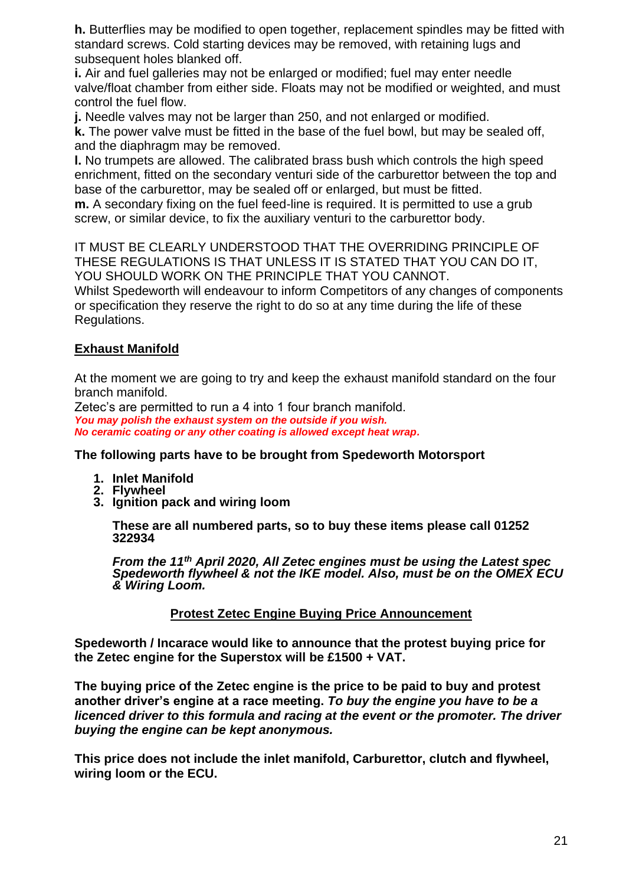**h.** Butterflies may be modified to open together, replacement spindles may be fitted with standard screws. Cold starting devices may be removed, with retaining lugs and subsequent holes blanked off.

**i.** Air and fuel galleries may not be enlarged or modified; fuel may enter needle valve/float chamber from either side. Floats may not be modified or weighted, and must control the fuel flow.

**j.** Needle valves may not be larger than 250, and not enlarged or modified.

**k.** The power valve must be fitted in the base of the fuel bowl, but may be sealed off, and the diaphragm may be removed.

**l.** No trumpets are allowed. The calibrated brass bush which controls the high speed enrichment, fitted on the secondary venturi side of the carburettor between the top and base of the carburettor, may be sealed off or enlarged, but must be fitted.

**m.** A secondary fixing on the fuel feed-line is required. It is permitted to use a grub screw, or similar device, to fix the auxiliary venturi to the carburettor body.

IT MUST BE CLEARLY UNDERSTOOD THAT THE OVERRIDING PRINCIPLE OF THESE REGULATIONS IS THAT UNLESS IT IS STATED THAT YOU CAN DO IT, YOU SHOULD WORK ON THE PRINCIPLE THAT YOU CANNOT.

Whilst Spedeworth will endeavour to inform Competitors of any changes of components or specification they reserve the right to do so at any time during the life of these Regulations.

## Exhaust Manifold

At the moment we are going to try and keep the exhaust manifold standard on the four branch manifold.

Zetec's are permitted to run a 4 into 1 four branch manifold.

***You may polish the exhaust system on the outside if you wish.***

***No ceramic coating or any other coating is allowed except heat wrap.***

**The following parts have to be brought from Spedeworth Motorsport**

1. **Inlet Manifold**
2. **Flywheel**
3. **Ignition pack and wiring loom**

**These are all numbered parts, so to buy these items please call 01252 322934**

***From the 11th April 2020, All Zetec engines must be using the Latest spec Spedeworth flywheel & not the IKE model. Also, must be on the OMEX ECU & Wiring Loom.***

## Protest Zetec Engine Buying Price Announcement

**Spedeworth / Incarace would like to announce that the protest buying price for the Zetec engine for the Superstox will be £1500 + VAT.**

**The buying price of the Zetec engine is the price to be paid to buy and protest another driver's engine at a race meeting. *To buy the engine you have to be a licenced driver to this formula and racing at the event or the promoter. The driver buying the engine can be kept anonymous.***

**This price does not include the inlet manifold, Carburettor, clutch and flywheel, wiring loom or the ECU.**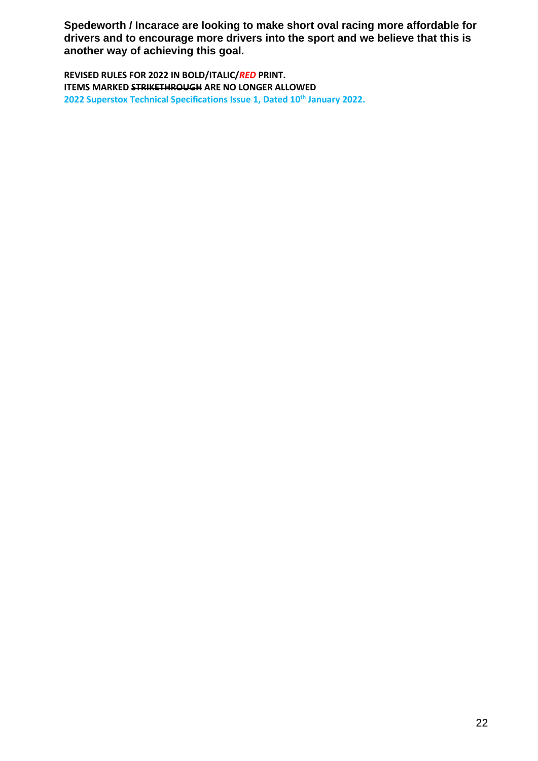**Spedeworth / Incarace are looking to make short oval racing more affordable for drivers and to encourage more drivers into the sport and we believe that this is another way of achieving this goal.**

**REVISED RULES FOR 2022 IN BOLD/ITALIC/*RED* PRINT.**
**ITEMS MARKED ~~STRIKETHROUGH~~ ARE NO LONGER ALLOWED**
**2022 Superstox Technical Specifications Issue 1, Dated 10th January 2022.**